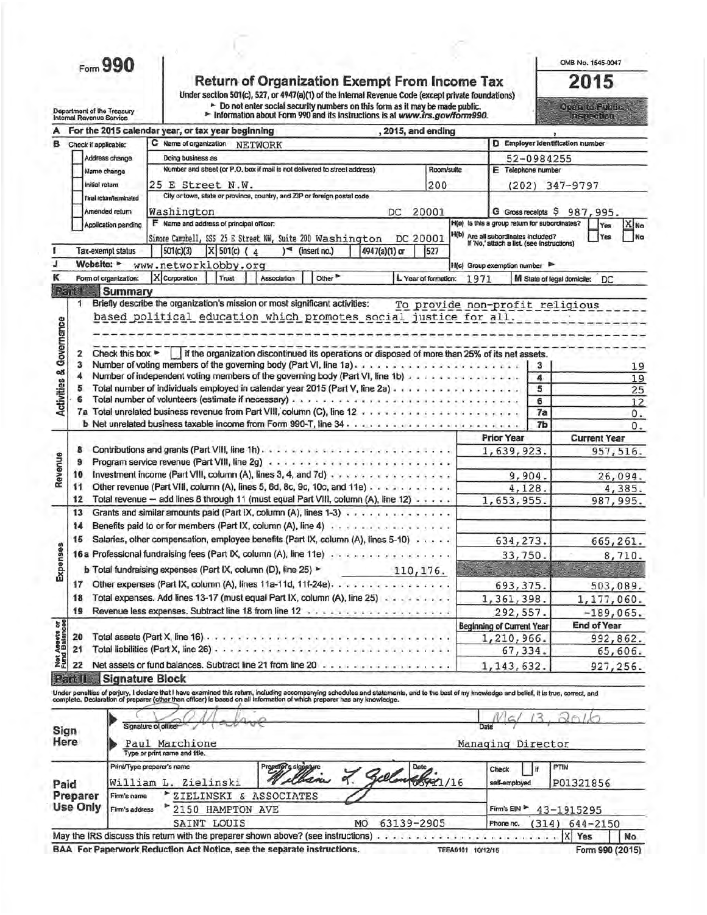# Form 990

**Return of Organization Exempt From Income Tax**

Under section 501(c), 527, or 4947(a)(1) of the Internal Revenue Code (except private foundations)

▶ Do not enter social security numbers on this form as it may be made public.

▶ Information about Form 990 and its instructions is at www.irs.gov/form990.

Department of the Treasury
Internal Revenue Service

OMB No. 1545-0047

**2015**

Open to Public Inspection

**A** For the 2015 calendar year, or tax year beginning , 2015, and ending ,

**B** Check if applicable:
- Address change
- Name change
- Initial return
- Final return/terminated
- Amended return
- Application pending

**C** Name of organization: NETWORK

Doing business as

Number and street (or P.O. box if mail is not delivered to street address): 25 E Street N.W. Room/suite: 200

City or town, state or province, country, and ZIP or foreign postal code: Washington DC 20001

**D** Employer identification number: 52-0984255

**E** Telephone number: (202) 347-9797

**G** Gross receipts $ 987,995.

**F** Name and address of principal officer: Simone Campbell, SSS 25 E Street NW, Suite 200 Washington DC 20001

**H(a)** Is this a group return for subordinates? Yes [ ] No [X]

**H(b)** Are all subordinates included? Yes [ ] No [ ] If 'No,' attach a list. (see instructions)

**H(c)** Group exemption number ▶

**I** Tax-exempt status: [ ] 501(c)(3) [X] 501(c) ( 4 ) ◄ (insert no.) [ ] 4947(a)(1) or [ ] 527

**J** Website: ▶ www.networklobby.org

**K** Form of organization: [X] Corporation [ ] Trust [ ] Association [ ] Other ▶

**L** Year of formation: 1971

**M** State of legal domicile: DC

## Part I Summary

### Activities & Governance

1. Briefly describe the organization's mission or most significant activities: To provide non-profit religious based political education which promotes social justice for all.
2. Check this box ▶ [ ] if the organization discontinued its operations or disposed of more than 25% of its net assets.

| | | Line | Value |
|---|---|---|---|
| 3 | Number of voting members of the governing body (Part VI, line 1a) | 3 | 19 |
| 4 | Number of independent voting members of the governing body (Part VI, line 1b) | 4 | 19 |
| 5 | Total number of individuals employed in calendar year 2015 (Part V, line 2a) | 5 | 25 |
| 6 | Total number of volunteers (estimate if necessary) | 6 | 12 |
| 7a | Total unrelated business revenue from Part VIII, column (C), line 12 | 7a | 0. |
| b | Net unrelated business taxable income from Form 990-T, line 34 | 7b | 0. |

### Revenue / Expenses

| | | Prior Year | Current Year |
|---|---|---|---|
| 8 | Contributions and grants (Part VIII, line 1h) | 1,639,923. | 957,516. |
| 9 | Program service revenue (Part VIII, line 2g) | | |
| 10 | Investment income (Part VIII, column (A), lines 3, 4, and 7d) | 9,904. | 26,094. |
| 11 | Other revenue (Part VIII, column (A), lines 5, 6d, 8c, 9c, 10c, and 11e) | 4,128. | 4,385. |
| 12 | Total revenue — add lines 8 through 11 (must equal Part VIII, column (A), line 12) | 1,653,955. | 987,995. |
| 13 | Grants and similar amounts paid (Part IX, column (A), lines 1-3) | | |
| 14 | Benefits paid to or for members (Part IX, column (A), line 4) | | |
| 15 | Salaries, other compensation, employee benefits (Part IX, column (A), lines 5-10) | 634,273. | 665,261. |
| 16a | Professional fundraising fees (Part IX, column (A), line 11e) | 33,750. | 8,710. |
| b | Total fundraising expenses (Part IX, column (D), line 25) ▶ 110,176. | | |
| 17 | Other expenses (Part IX, column (A), lines 11a-11d, 11f-24e) | 693,375. | 503,089. |
| 18 | Total expenses. Add lines 13-17 (must equal Part IX, column (A), line 25) | 1,361,398. | 1,177,060. |
| 19 | Revenue less expenses. Subtract line 18 from line 12 | 292,557. | -189,065. |

### Net Assets or Fund Balances

| | | Beginning of Current Year | End of Year |
|---|---|---|---|
| 20 | Total assets (Part X, line 16) | 1,210,966. | 992,862. |
| 21 | Total liabilities (Part X, line 26) | 67,334. | 65,606. |
| 22 | Net assets or fund balances. Subtract line 21 from line 20 | 1,143,632. | 927,256. |

## Part II Signature Block

Under penalties of perjury, I declare that I have examined this return, including accompanying schedules and statements, and to the best of my knowledge and belief, it is true, correct, and complete. Declaration of preparer (other than officer) is based on all information of which preparer has any knowledge.

**Sign Here**

Signature of officer: Paul Marchione — Date: May 13, 2016

Type or print name and title: Paul Marchione, Managing Director

**Paid Preparer Use Only**

| Print/Type preparer's name | Preparer's signature | Date | Check [ ] if self-employed | PTIN |
|---|---|---|---|---|
| William L. Zielinski | William L. Zielinski | 05/11/16 | | P01321856 |

Firm's name ▶ ZIELINSKI & ASSOCIATES — Firm's EIN ▶ 43-1915295

Firm's address ▶ 2150 HAMPTON AVE, SAINT LOUIS MO 63139-2905 — Phone no. (314) 644-2150

May the IRS discuss this return with the preparer shown above? (see instructions) [X] Yes [ ] No

BAA For Paperwork Reduction Act Notice, see the separate instructions. TEEA0101 10/12/15 Form 990 (2015)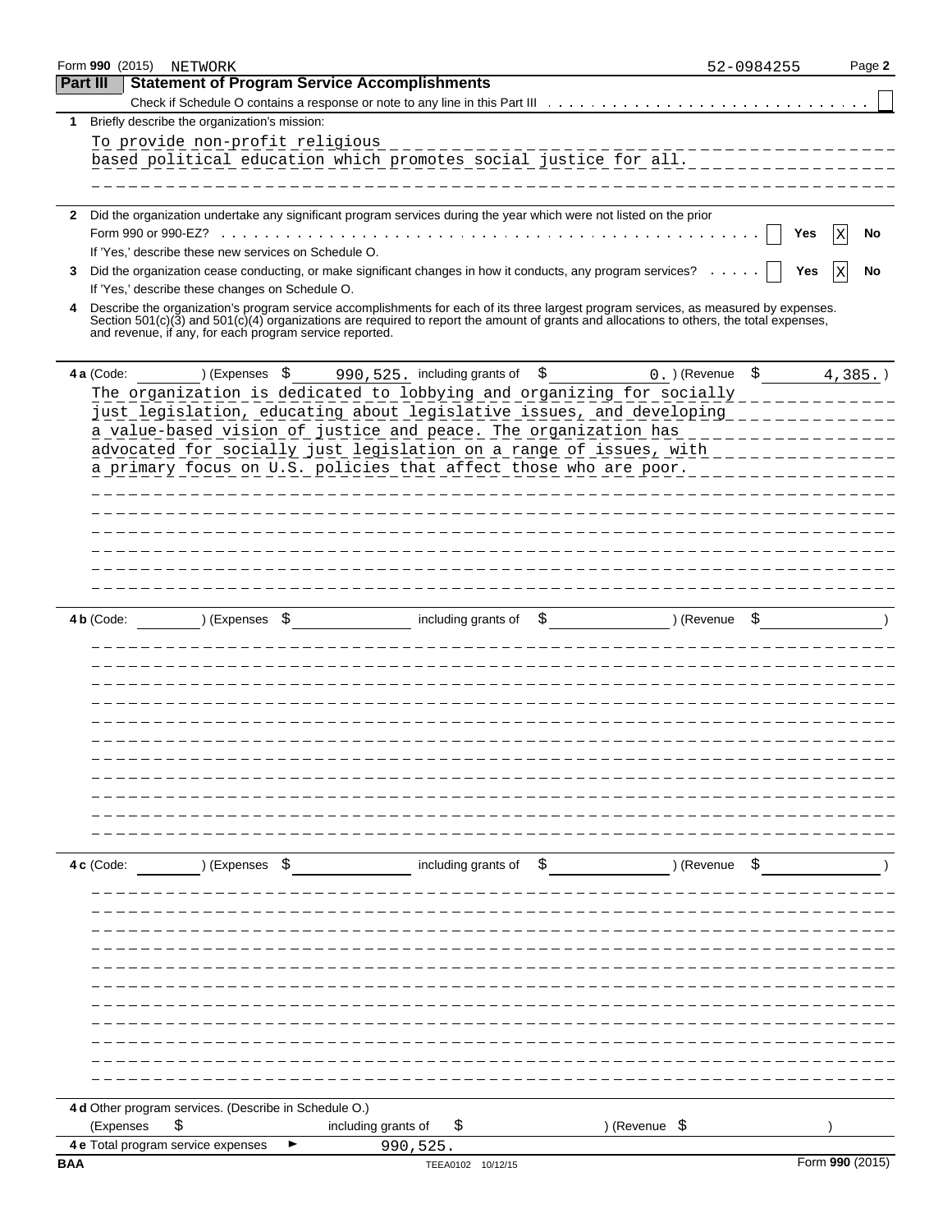Form 990 (2015) NETWORK 52-0984255 Page 2

## Part III Statement of Program Service Accomplishments

Check if Schedule O contains a response or note to any line in this Part III ☐

**1** Briefly describe the organization's mission:

To provide non-profit religious based political education which promotes social justice for all.

**2** Did the organization undertake any significant program services during the year which were not listed on the prior Form 990 or 990-EZ? ☐ Yes ☒ No

If 'Yes,' describe these new services on Schedule O.

**3** Did the organization cease conducting, or make significant changes in how it conducts, any program services? ☐ Yes ☒ No

If 'Yes,' describe these changes on Schedule O.

**4** Describe the organization's program service accomplishments for each of its three largest program services, as measured by expenses. Section 501(c)(3) and 501(c)(4) organizations are required to report the amount of grants and allocations to others, the total expenses, and revenue, if any, for each program service reported.

**4 a** (Code: ) (Expenses $ 990,525. including grants of $ 0.) (Revenue $ 4,385.)

The organization is dedicated to lobbying and organizing for socially just legislation, educating about legislative issues, and developing a value-based vision of justice and peace. The organization has advocated for socially just legislation on a range of issues, with a primary focus on U.S. policies that affect those who are poor.

**4 b** (Code: ) (Expenses $ including grants of $ ) (Revenue $ )

**4 c** (Code: ) (Expenses $ including grants of $ ) (Revenue $ )

**4 d** Other program services. (Describe in Schedule O.)

(Expenses $ including grants of $ ) (Revenue $ )

**4 e** Total program service expenses ► 990,525.

BAA TEEA0102 10/12/15 Form 990 (2015)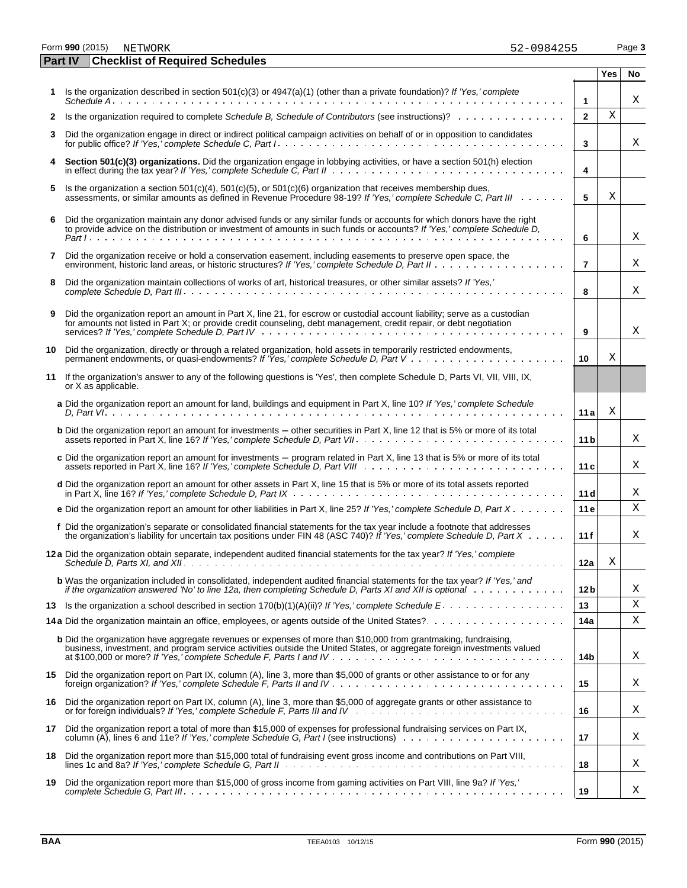Form **990** (2015) NETWORK 52-0984255 Page **3**

## Part IV Checklist of Required Schedules

| | | | Yes | No |
|---|---|---|---|---|
| **1** | Is the organization described in section 501(c)(3) or 4947(a)(1) (other than a private foundation)? *If 'Yes,' complete Schedule A* | **1** | | X |
| **2** | Is the organization required to complete *Schedule B, Schedule of Contributors* (see instructions)? | **2** | X | |
| **3** | Did the organization engage in direct or indirect political campaign activities on behalf of or in opposition to candidates for public office? *If 'Yes,' complete Schedule C, Part I* | **3** | | X |
| **4** | **Section 501(c)(3) organizations.** Did the organization engage in lobbying activities, or have a section 501(h) election in effect during the tax year? *If 'Yes,' complete Schedule C, Part II* | **4** | | |
| **5** | Is the organization a section 501(c)(4), 501(c)(5), or 501(c)(6) organization that receives membership dues, assessments, or similar amounts as defined in Revenue Procedure 98-19? *If 'Yes,' complete Schedule C, Part III* | **5** | X | |
| **6** | Did the organization maintain any donor advised funds or any similar funds or accounts for which donors have the right to provide advice on the distribution or investment of amounts in such funds or accounts? *If 'Yes,' complete Schedule D, Part I* | **6** | | X |
| **7** | Did the organization receive or hold a conservation easement, including easements to preserve open space, the environment, historic land areas, or historic structures? *If 'Yes,' complete Schedule D, Part II* | **7** | | X |
| **8** | Did the organization maintain collections of works of art, historical treasures, or other similar assets? *If 'Yes,' complete Schedule D, Part III* | **8** | | X |
| **9** | Did the organization report an amount in Part X, line 21, for escrow or custodial account liability; serve as a custodian for amounts not listed in Part X; or provide credit counseling, debt management, credit repair, or debt negotiation services? *If 'Yes,' complete Schedule D, Part IV* | **9** | | X |
| **10** | Did the organization, directly or through a related organization, hold assets in temporarily restricted endowments, permanent endowments, or quasi-endowments? *If 'Yes,' complete Schedule D, Part V* | **10** | X | |
| **11** | If the organization's answer to any of the following questions is 'Yes', then complete Schedule D, Parts VI, VII, VIII, IX, or X as applicable. | | | |
| | **a** Did the organization report an amount for land, buildings and equipment in Part X, line 10? *If 'Yes,' complete Schedule D, Part VI* | **11a** | X | |
| | **b** Did the organization report an amount for investments – other securities in Part X, line 12 that is 5% or more of its total assets reported in Part X, line 16? *If 'Yes,' complete Schedule D, Part VII* | **11b** | | X |
| | **c** Did the organization report an amount for investments – program related in Part X, line 13 that is 5% or more of its total assets reported in Part X, line 16? *If 'Yes,' complete Schedule D, Part VIII* | **11c** | | X |
| | **d** Did the organization report an amount for other assets in Part X, line 15 that is 5% or more of its total assets reported in Part X, line 16? *If 'Yes,' complete Schedule D, Part IX* | **11d** | | X |
| | **e** Did the organization report an amount for other liabilities in Part X, line 25? *If 'Yes,' complete Schedule D, Part X* | **11e** | | X |
| | **f** Did the organization's separate or consolidated financial statements for the tax year include a footnote that addresses the organization's liability for uncertain tax positions under FIN 48 (ASC 740)? *If 'Yes,' complete Schedule D, Part X* | **11f** | | X |
| **12a** | Did the organization obtain separate, independent audited financial statements for the tax year? *If 'Yes,' complete Schedule D, Parts XI, and XII* | **12a** | X | |
| | **b** Was the organization included in consolidated, independent audited financial statements for the tax year? *If 'Yes,' and if the organization answered 'No' to line 12a, then completing Schedule D, Parts XI and XII is optional* | **12b** | | X |
| **13** | Is the organization a school described in section 170(b)(1)(A)(ii)? *If 'Yes,' complete Schedule E* | **13** | | X |
| **14a** | Did the organization maintain an office, employees, or agents outside of the United States? | **14a** | | X |
| | **b** Did the organization have aggregate revenues or expenses of more than $10,000 from grantmaking, fundraising, business, investment, and program service activities outside the United States, or aggregate foreign investments valued at $100,000 or more? *If 'Yes,' complete Schedule F, Parts I and IV* | **14b** | | X |
| **15** | Did the organization report on Part IX, column (A), line 3, more than $5,000 of grants or other assistance to or for any foreign organization? *If 'Yes,' complete Schedule F, Parts II and IV* | **15** | | X |
| **16** | Did the organization report on Part IX, column (A), line 3, more than $5,000 of aggregate grants or other assistance to or for foreign individuals? *If 'Yes,' complete Schedule F, Parts III and IV* | **16** | | X |
| **17** | Did the organization report a total of more than $15,000 of expenses for professional fundraising services on Part IX, column (A), lines 6 and 11e? *If 'Yes,' complete Schedule G, Part I* (see instructions) | **17** | | X |
| **18** | Did the organization report more than $15,000 total of fundraising event gross income and contributions on Part VIII, lines 1c and 8a? *If 'Yes,' complete Schedule G, Part II* | **18** | | X |
| **19** | Did the organization report more than $15,000 of gross income from gaming activities on Part VIII, line 9a? *If 'Yes,' complete Schedule G, Part III* | **19** | | X |

BAA TEEA0103 10/12/15 Form **990** (2015)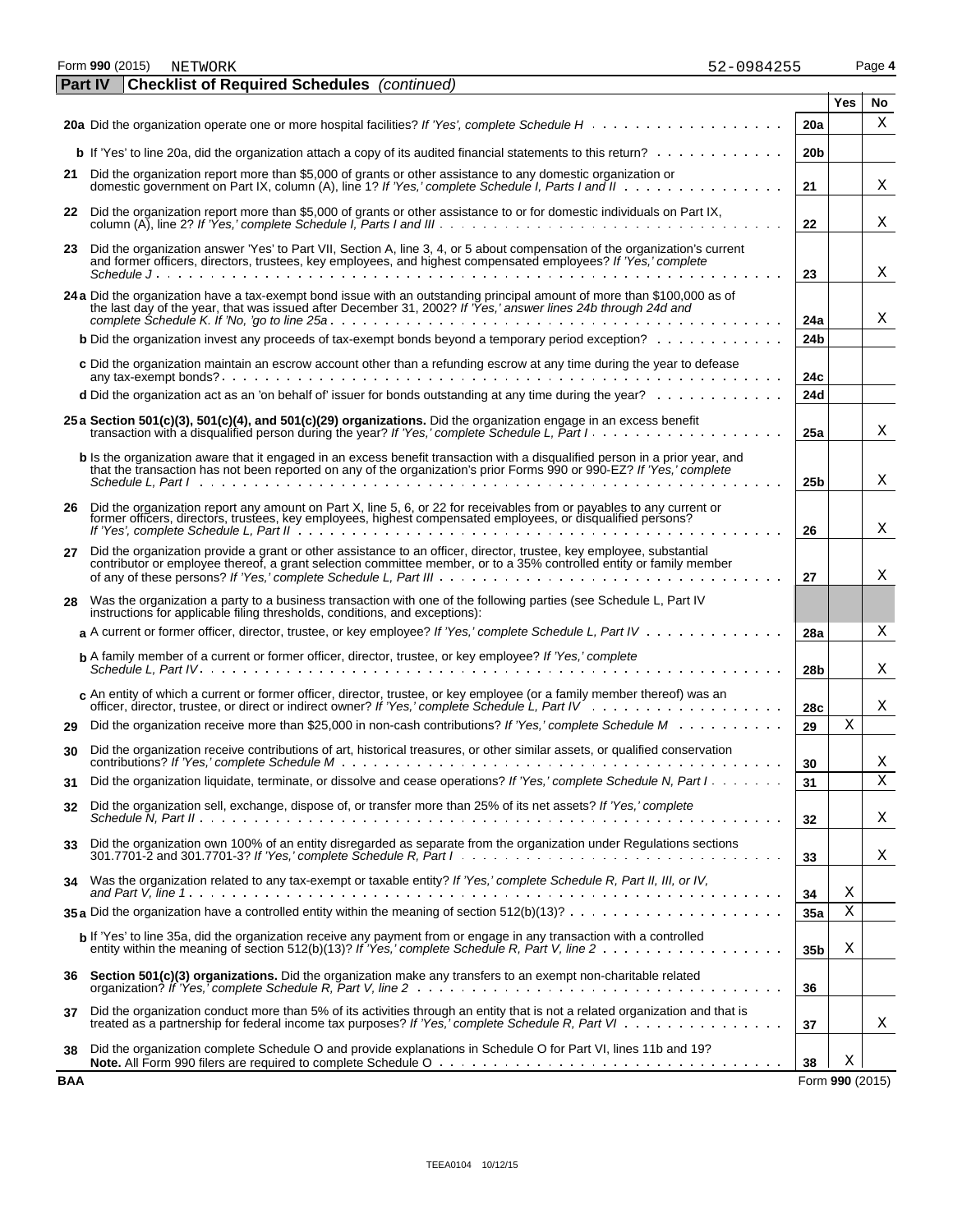Form **990** (2015) NETWORK 52-0984255 Page **4**

**Part IV** **Checklist of Required Schedules** *(continued)*

| | | Line | Yes | No |
|---|---|---|---|---|
| **20a** | Did the organization operate one or more hospital facilities? *If 'Yes', complete Schedule H* | 20a | | X |
| **b** | If 'Yes' to line 20a, did the organization attach a copy of its audited financial statements to this return? | 20b | | |
| **21** | Did the organization report more than $5,000 of grants or other assistance to any domestic organization or domestic government on Part IX, column (A), line 1? *If 'Yes,' complete Schedule I, Parts I and II* | 21 | | X |
| **22** | Did the organization report more than $5,000 of grants or other assistance to or for domestic individuals on Part IX, column (A), line 2? *If 'Yes,' complete Schedule I, Parts I and III* | 22 | | X |
| **23** | Did the organization answer 'Yes' to Part VII, Section A, line 3, 4, or 5 about compensation of the organization's current and former officers, directors, trustees, key employees, and highest compensated employees? *If 'Yes,' complete Schedule J* | 23 | | X |
| **24a** | Did the organization have a tax-exempt bond issue with an outstanding principal amount of more than $100,000 as of the last day of the year, that was issued after December 31, 2002? *If 'Yes,' answer lines 24b through 24d and complete Schedule K. If 'No,' go to line 25a* | 24a | | X |
| **b** | Did the organization invest any proceeds of tax-exempt bonds beyond a temporary period exception? | 24b | | |
| **c** | Did the organization maintain an escrow account other than a refunding escrow at any time during the year to defease any tax-exempt bonds? | 24c | | |
| **d** | Did the organization act as an 'on behalf of' issuer for bonds outstanding at any time during the year? | 24d | | |
| **25a** | **Section 501(c)(3), 501(c)(4), and 501(c)(29) organizations.** Did the organization engage in an excess benefit transaction with a disqualified person during the year? *If 'Yes,' complete Schedule L, Part I* | 25a | | X |
| **b** | Is the organization aware that it engaged in an excess benefit transaction with a disqualified person in a prior year, and that the transaction has not been reported on any of the organization's prior Forms 990 or 990-EZ? *If 'Yes,' complete Schedule L, Part I* | 25b | | X |
| **26** | Did the organization report any amount on Part X, line 5, 6, or 22 for receivables from or payables to any current or former officers, directors, trustees, key employees, highest compensated employees, or disqualified persons? *If 'Yes,' complete Schedule L, Part II* | 26 | | X |
| **27** | Did the organization provide a grant or other assistance to an officer, director, trustee, key employee, substantial contributor or employee thereof, a grant selection committee member, or to a 35% controlled entity or family member of any of these persons? *If 'Yes,' complete Schedule L, Part III* | 27 | | X |
| **28** | Was the organization a party to a business transaction with one of the following parties (see Schedule L, Part IV instructions for applicable filing thresholds, conditions, and exceptions): | | | |
| **a** | A current or former officer, director, trustee, or key employee? *If 'Yes,' complete Schedule L, Part IV* | 28a | | X |
| **b** | A family member of a current or former officer, director, trustee, or key employee? *If 'Yes,' complete Schedule L, Part IV* | 28b | | X |
| **c** | An entity of which a current or former officer, director, trustee, or key employee (or a family member thereof) was an officer, director, trustee, or direct or indirect owner? *If 'Yes,' complete Schedule L, Part IV* | 28c | | X |
| **29** | Did the organization receive more than $25,000 in non-cash contributions? *If 'Yes,' complete Schedule M* | 29 | X | |
| **30** | Did the organization receive contributions of art, historical treasures, or other similar assets, or qualified conservation contributions? *If 'Yes,' complete Schedule M* | 30 | | X |
| **31** | Did the organization liquidate, terminate, or dissolve and cease operations? *If 'Yes,' complete Schedule N, Part I* | 31 | | X |
| **32** | Did the organization sell, exchange, dispose of, or transfer more than 25% of its net assets? *If 'Yes,' complete Schedule N, Part II* | 32 | | X |
| **33** | Did the organization own 100% of an entity disregarded as separate from the organization under Regulations sections 301.7701-2 and 301.7701-3? *If 'Yes,' complete Schedule R, Part I* | 33 | | X |
| **34** | Was the organization related to any tax-exempt or taxable entity? *If 'Yes,' complete Schedule R, Part II, III, or IV, and Part V, line 1* | 34 | X | |
| **35a** | Did the organization have a controlled entity within the meaning of section 512(b)(13)? | 35a | X | |
| **b** | If 'Yes' to line 35a, did the organization receive any payment from or engage in any transaction with a controlled entity within the meaning of section 512(b)(13)? *If 'Yes,' complete Schedule R, Part V, line 2* | 35b | X | |
| **36** | **Section 501(c)(3) organizations.** Did the organization make any transfers to an exempt non-charitable related organization? *If 'Yes,' complete Schedule R, Part V, line 2* | 36 | | |
| **37** | Did the organization conduct more than 5% of its activities through an entity that is not a related organization and that is treated as a partnership for federal income tax purposes? *If 'Yes,' complete Schedule R, Part VI* | 37 | | X |
| **38** | Did the organization complete Schedule O and provide explanations in Schedule O for Part VI, lines 11b and 19? **Note.** All Form 990 filers are required to complete Schedule O | 38 | X | |

**BAA** Form **990** (2015)

TEEA0104 10/12/15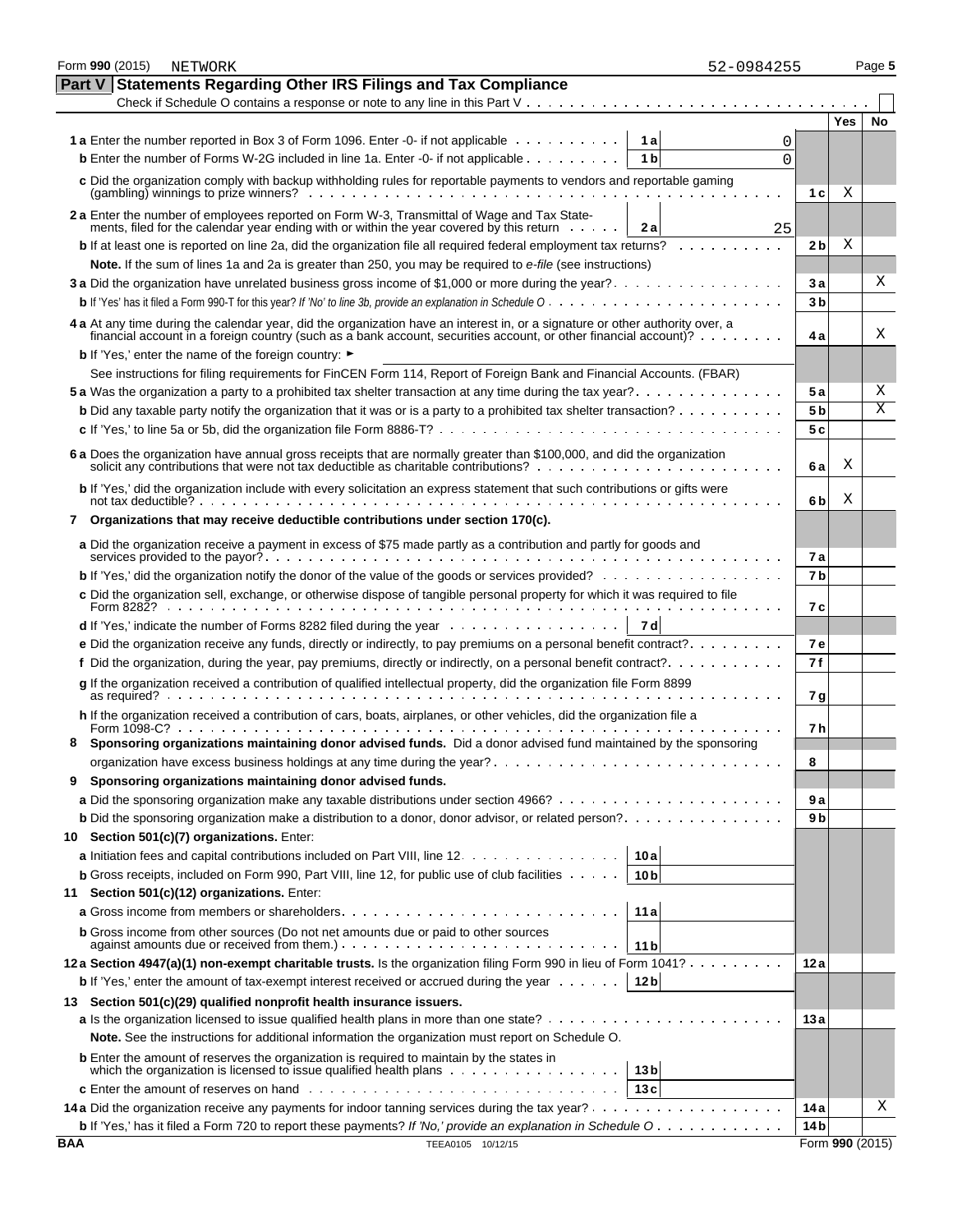Form 990 (2015) NETWORK 52-0984255 Page 5

## Part V Statements Regarding Other IRS Filings and Tax Compliance

Check if Schedule O contains a response or note to any line in this Part V . . . . . . . . . . . ☐

| | | | Yes | No |
|---|---|---|---|---|
| **1 a** Enter the number reported in Box 3 of Form 1096. Enter -0- if not applicable | **1 a** 0 | | | |
| **b** Enter the number of Forms W-2G included in line 1a. Enter -0- if not applicable | **1 b** 0 | | | |
| **c** Did the organization comply with backup withholding rules for reportable payments to vendors and reportable gaming (gambling) winnings to prize winners? | | **1 c** | X | |
| **2 a** Enter the number of employees reported on Form W-3, Transmittal of Wage and Tax Statements, filed for the calendar year ending with or within the year covered by this return | **2 a** 25 | | | |
| **b** If at least one is reported on line 2a, did the organization file all required federal employment tax returns? | | **2 b** | X | |
| **Note.** If the sum of lines 1a and 2a is greater than 250, you may be required to *e-file* (see instructions) | | | | |
| **3 a** Did the organization have unrelated business gross income of $1,000 or more during the year? | | **3 a** | | X |
| **b** If 'Yes' has it filed a Form 990-T for this year? *If 'No' to line 3b, provide an explanation in Schedule O* | | **3 b** | | |
| **4 a** At any time during the calendar year, did the organization have an interest in, or a signature or other authority over, a financial account in a foreign country (such as a bank account, securities account, or other financial account)? | | **4 a** | | X |
| **b** If 'Yes,' enter the name of the foreign country: ► | | | | |
| See instructions for filing requirements for FinCEN Form 114, Report of Foreign Bank and Financial Accounts. (FBAR) | | | | |
| **5 a** Was the organization a party to a prohibited tax shelter transaction at any time during the tax year? | | **5 a** | | X |
| **b** Did any taxable party notify the organization that it was or is a party to a prohibited tax shelter transaction? | | **5 b** | | X |
| **c** If 'Yes,' to line 5a or 5b, did the organization file Form 8886-T? | | **5 c** | | |
| **6 a** Does the organization have annual gross receipts that are normally greater than $100,000, and did the organization solicit any contributions that were not tax deductible as charitable contributions? | | **6 a** | X | |
| **b** If 'Yes,' did the organization include with every solicitation an express statement that such contributions or gifts were not tax deductible? | | **6 b** | X | |
| **7 Organizations that may receive deductible contributions under section 170(c).** | | | | |
| **a** Did the organization receive a payment in excess of $75 made partly as a contribution and partly for goods and services provided to the payor? | | **7 a** | | |
| **b** If 'Yes,' did the organization notify the donor of the value of the goods or services provided? | | **7 b** | | |
| **c** Did the organization sell, exchange, or otherwise dispose of tangible personal property for which it was required to file Form 8282? | | **7 c** | | |
| **d** If 'Yes,' indicate the number of Forms 8282 filed during the year | **7 d** | | | |
| **e** Did the organization receive any funds, directly or indirectly, to pay premiums on a personal benefit contract? | | **7 e** | | |
| **f** Did the organization, during the year, pay premiums, directly or indirectly, on a personal benefit contract? | | **7 f** | | |
| **g** If the organization received a contribution of qualified intellectual property, did the organization file Form 8899 as required? | | **7 g** | | |
| **h** If the organization received a contribution of cars, boats, airplanes, or other vehicles, did the organization file a Form 1098-C? | | **7 h** | | |
| **8 Sponsoring organizations maintaining donor advised funds.** Did a donor advised fund maintained by the sponsoring organization have excess business holdings at any time during the year? | | **8** | | |
| **9 Sponsoring organizations maintaining donor advised funds.** | | | | |
| **a** Did the sponsoring organization make any taxable distributions under section 4966? | | **9 a** | | |
| **b** Did the sponsoring organization make a distribution to a donor, donor advisor, or related person? | | **9 b** | | |
| **10 Section 501(c)(7) organizations.** Enter: | | | | |
| **a** Initiation fees and capital contributions included on Part VIII, line 12 | **10 a** | | | |
| **b** Gross receipts, included on Form 990, Part VIII, line 12, for public use of club facilities | **10 b** | | | |
| **11 Section 501(c)(12) organizations.** Enter: | | | | |
| **a** Gross income from members or shareholders | **11 a** | | | |
| **b** Gross income from other sources (Do not net amounts due or paid to other sources against amounts due or received from them.) | **11 b** | | | |
| **12 a Section 4947(a)(1) non-exempt charitable trusts.** Is the organization filing Form 990 in lieu of Form 1041? | | **12 a** | | |
| **b** If 'Yes,' enter the amount of tax-exempt interest received or accrued during the year | **12 b** | | | |
| **13 Section 501(c)(29) qualified nonprofit health insurance issuers.** | | | | |
| **a** Is the organization licensed to issue qualified health plans in more than one state? | | **13 a** | | |
| **Note.** See the instructions for additional information the organization must report on Schedule O. | | | | |
| **b** Enter the amount of reserves the organization is required to maintain by the states in which the organization is licensed to issue qualified health plans | **13 b** | | | |
| **c** Enter the amount of reserves on hand | **13 c** | | | |
| **14 a** Did the organization receive any payments for indoor tanning services during the tax year? | | **14 a** | | X |
| **b** If 'Yes,' has it filed a Form 720 to report these payments? *If 'No,' provide an explanation in Schedule O* | | **14 b** | | |

BAA TEEA0105 10/12/15 Form **990** (2015)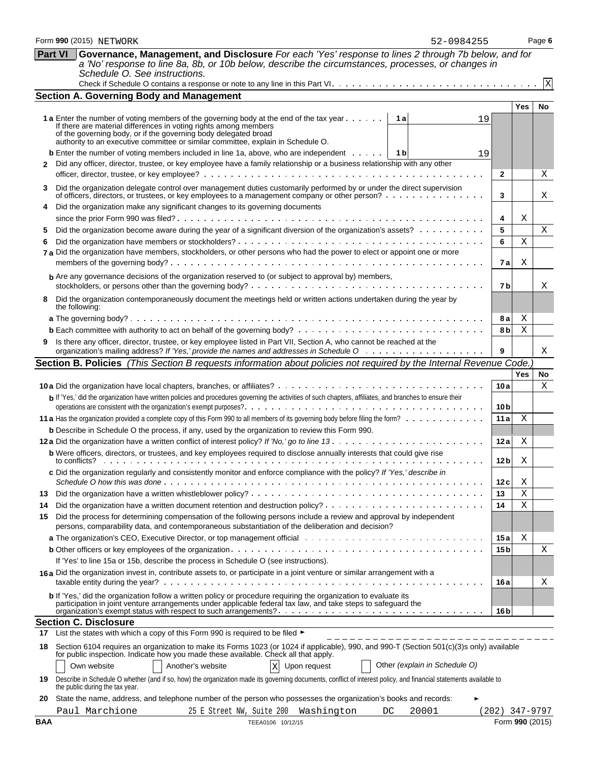Form **990** (2015) NETWORK 52-0984255 Page **6**

## Part VI Governance, Management, and Disclosure

*For each 'Yes' response to lines 2 through 7b below, and for a 'No' response to line 8a, 8b, or 10b below, describe the circumstances, processes, or changes in Schedule O. See instructions.*

Check if Schedule O contains a response or note to any line in this Part VI. . . . . . . . . . . . . . . . . . . . . . . . . . . . . . . [X]

### Section A. Governing Body and Management

| | | | | Yes | No |
|---|---|---|---|---|---|
| **1 a** Enter the number of voting members of the governing body at the end of the tax year. If there are material differences in voting rights among members of the governing body, or if the governing body delegated broad authority to an executive committee or similar committee, explain in Schedule O. | 1 a | 19 | | | |
| **b** Enter the number of voting members included in line 1a, above, who are independent | 1 b | 19 | | | |
| **2** Did any officer, director, trustee, or key employee have a family relationship or a business relationship with any other officer, director, trustee, or key employee? | | | 2 | | X |
| **3** Did the organization delegate control over management duties customarily performed by or under the direct supervision of officers, directors, or trustees, or key employees to a management company or other person? | | | 3 | | X |
| **4** Did the organization make any significant changes to its governing documents since the prior Form 990 was filed? | | | 4 | X | |
| **5** Did the organization become aware during the year of a significant diversion of the organization's assets? | | | 5 | | X |
| **6** Did the organization have members or stockholders? | | | 6 | X | |
| **7 a** Did the organization have members, stockholders, or other persons who had the power to elect or appoint one or more members of the governing body? | | | 7 a | X | |
| **b** Are any governance decisions of the organization reserved to (or subject to approval by) members, stockholders, or persons other than the governing body? | | | 7 b | | X |
| **8** Did the organization contemporaneously document the meetings held or written actions undertaken during the year by the following: | | | | | |
| **a** The governing body? | | | 8 a | X | |
| **b** Each committee with authority to act on behalf of the governing body? | | | 8 b | X | |
| **9** Is there any officer, director, trustee, or key employee listed in Part VII, Section A, who cannot be reached at the organization's mailing address? *If 'Yes,' provide the names and addresses in Schedule O* | | | 9 | | X |

### Section B. Policies *(This Section B requests information about policies not required by the Internal Revenue Code.)*

| | | Yes | No |
|---|---|---|---|
| **10 a** Did the organization have local chapters, branches, or affiliates? | 10 a | | X |
| **b** If 'Yes,' did the organization have written policies and procedures governing the activities of such chapters, affiliates, and branches to ensure their operations are consistent with the organization's exempt purposes? | 10 b | | |
| **11 a** Has the organization provided a complete copy of this Form 990 to all members of its governing body before filing the form? | 11 a | X | |
| **b** Describe in Schedule O the process, if any, used by the organization to review this Form 990. | | | |
| **12 a** Did the organization have a written conflict of interest policy? *If 'No,' go to line 13* | 12 a | X | |
| **b** Were officers, directors, or trustees, and key employees required to disclose annually interests that could give rise to conflicts? | 12 b | X | |
| **c** Did the organization regularly and consistently monitor and enforce compliance with the policy? *If 'Yes,' describe in Schedule O how this was done* | 12 c | X | |
| **13** Did the organization have a written whistleblower policy? | 13 | X | |
| **14** Did the organization have a written document retention and destruction policy? | 14 | X | |
| **15** Did the process for determining compensation of the following persons include a review and approval by independent persons, comparability data, and contemporaneous substantiation of the deliberation and decision? | | | |
| **a** The organization's CEO, Executive Director, or top management official | 15 a | X | |
| **b** Other officers or key employees of the organization | 15 b | | X |
| If 'Yes' to line 15a or 15b, describe the process in Schedule O (see instructions). | | | |
| **16 a** Did the organization invest in, contribute assets to, or participate in a joint venture or similar arrangement with a taxable entity during the year? | 16 a | | X |
| **b** If 'Yes,' did the organization follow a written policy or procedure requiring the organization to evaluate its participation in joint venture arrangements under applicable federal tax law, and take steps to safeguard the organization's exempt status with respect to such arrangements? | 16 b | | |

### Section C. Disclosure

**17** List the states with which a copy of this Form 990 is required to be filed ►

**18** Section 6104 requires an organization to make its Forms 1023 (or 1024 if applicable), 990, and 990-T (Section 501(c)(3)s only) available for public inspection. Indicate how you made these available. Check all that apply.

[ ] Own website [ ] Another's website [X] Upon request [ ] Other *(explain in Schedule O)*

**19** Describe in Schedule O whether (and if so, how) the organization made its governing documents, conflict of interest policy, and financial statements available to the public during the tax year.

**20** State the name, address, and telephone number of the person who possesses the organization's books and records: ►

Paul Marchione 25 E Street NW, Suite 200 Washington DC 20001 (202) 347-9797

BAA TEEA0106 10/12/15 Form **990** (2015)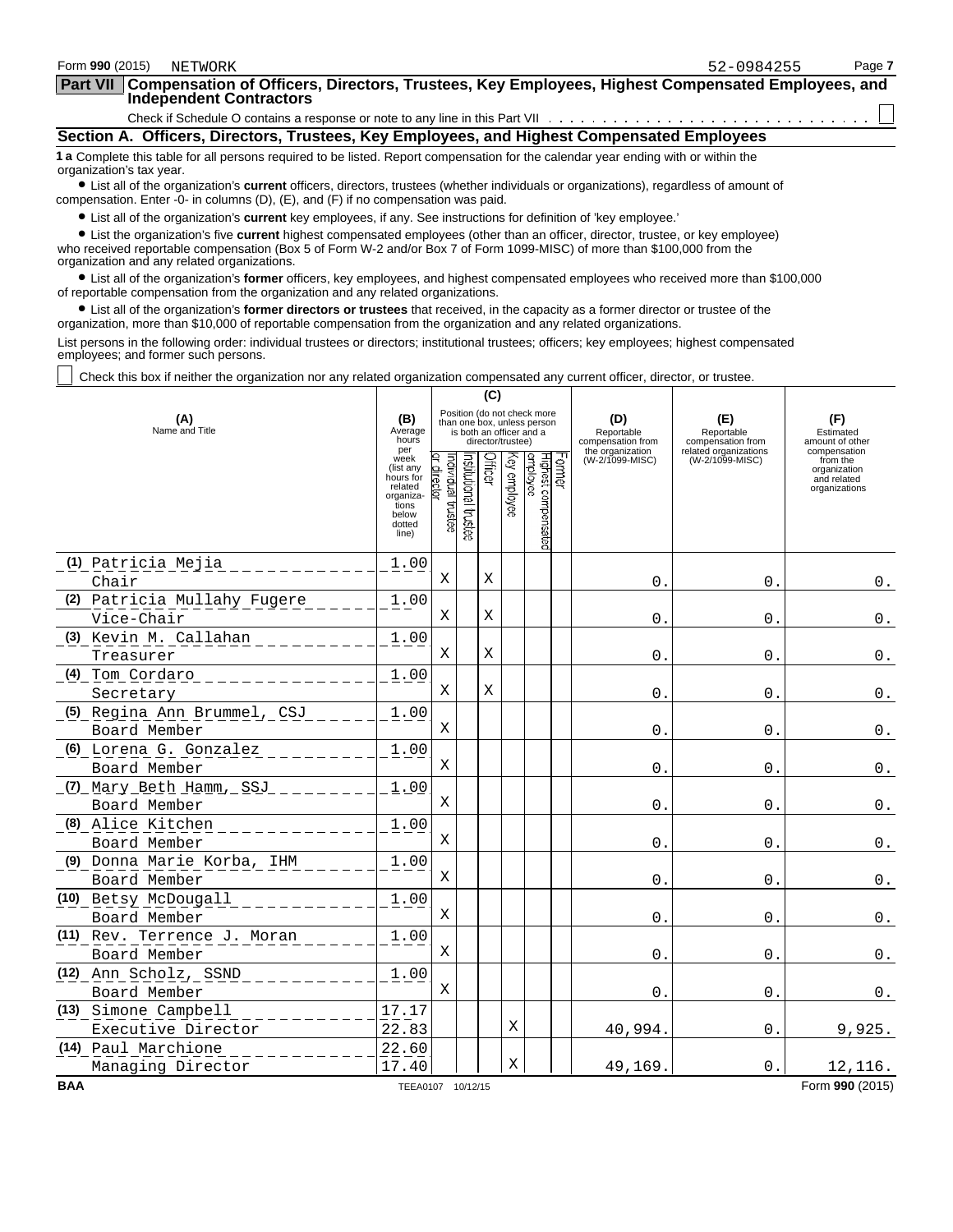Form **990** (2015) NETWORK 52-0984255

## Part VII Compensation of Officers, Directors, Trustees, Key Employees, Highest Compensated Employees, and Independent Contractors

Check if Schedule O contains a response or note to any line in this Part VII . . . . . . . . . . . . . . . . . . . . . . . . . . . ☐

### Section A. Officers, Directors, Trustees, Key Employees, and Highest Compensated Employees

**1 a** Complete this table for all persons required to be listed. Report compensation for the calendar year ending with or within the organization's tax year.

- List all of the organization's **current** officers, directors, trustees (whether individuals or organizations), regardless of amount of compensation. Enter -0- in columns (D), (E), and (F) if no compensation was paid.
- List all of the organization's **current** key employees, if any. See instructions for definition of 'key employee.'
- List the organization's five **current** highest compensated employees (other than an officer, director, trustee, or key employee) who received reportable compensation (Box 5 of Form W-2 and/or Box 7 of Form 1099-MISC) of more than $100,000 from the organization and any related organizations.
- List all of the organization's **former** officers, key employees, and highest compensated employees who received more than $100,000 of reportable compensation from the organization and any related organizations.
- List all of the organization's **former directors or trustees** that received, in the capacity as a former director or trustee of the organization, more than $10,000 of reportable compensation from the organization and any related organizations.

List persons in the following order: individual trustees or directors; institutional trustees; officers; key employees; highest compensated employees; and former such persons.

☐ Check this box if neither the organization nor any related organization compensated any current officer, director, or trustee.

| (A) Name and Title | (B) Average hours per week (list any hours for related organizations below dotted line) | (C) Position (do not check more than one box, unless person is both an officer and a director/trustee) | | | | | | (D) Reportable compensation from the organization (W-2/1099-MISC) | (E) Reportable compensation from related organizations (W-2/1099-MISC) | (F) Estimated amount of other compensation from the organization and related organizations |
|---|---|---|---|---|---|---|---|---|---|---|
| | | Individual trustee or director | Institutional trustee | Officer | Key employee | Highest compensated employee | Former | | | |
| (1) Patricia Mejia<br>Chair | 1.00 | X | | X | | | | 0. | 0. | 0. |
| (2) Patricia Mullahy Fugere<br>Vice-Chair | 1.00 | X | | X | | | | 0. | 0. | 0. |
| (3) Kevin M. Callahan<br>Treasurer | 1.00 | X | | X | | | | 0. | 0. | 0. |
| (4) Tom Cordaro<br>Secretary | 1.00 | X | | X | | | | 0. | 0. | 0. |
| (5) Regina Ann Brummel, CSJ<br>Board Member | 1.00 | X | | | | | | 0. | 0. | 0. |
| (6) Lorena G. Gonzalez<br>Board Member | 1.00 | X | | | | | | 0. | 0. | 0. |
| (7) Mary Beth Hamm, SSJ<br>Board Member | 1.00 | X | | | | | | 0. | 0. | 0. |
| (8) Alice Kitchen<br>Board Member | 1.00 | X | | | | | | 0. | 0. | 0. |
| (9) Donna Marie Korba, IHM<br>Board Member | 1.00 | X | | | | | | 0. | 0. | 0. |
| (10) Betsy McDougall<br>Board Member | 1.00 | X | | | | | | 0. | 0. | 0. |
| (11) Rev. Terrence J. Moran<br>Board Member | 1.00 | X | | | | | | 0. | 0. | 0. |
| (12) Ann Scholz, SSND<br>Board Member | 1.00 | X | | | | | | 0. | 0. | 0. |
| (13) Simone Campbell<br>Executive Director | 17.17<br>22.83 | | | | X | | | 40,994. | 0. | 9,925. |
| (14) Paul Marchione<br>Managing Director | 22.60<br>17.40 | | | | X | | | 49,169. | 0. | 12,116. |

BAA TEEA0107 10/12/15 Form **990** (2015)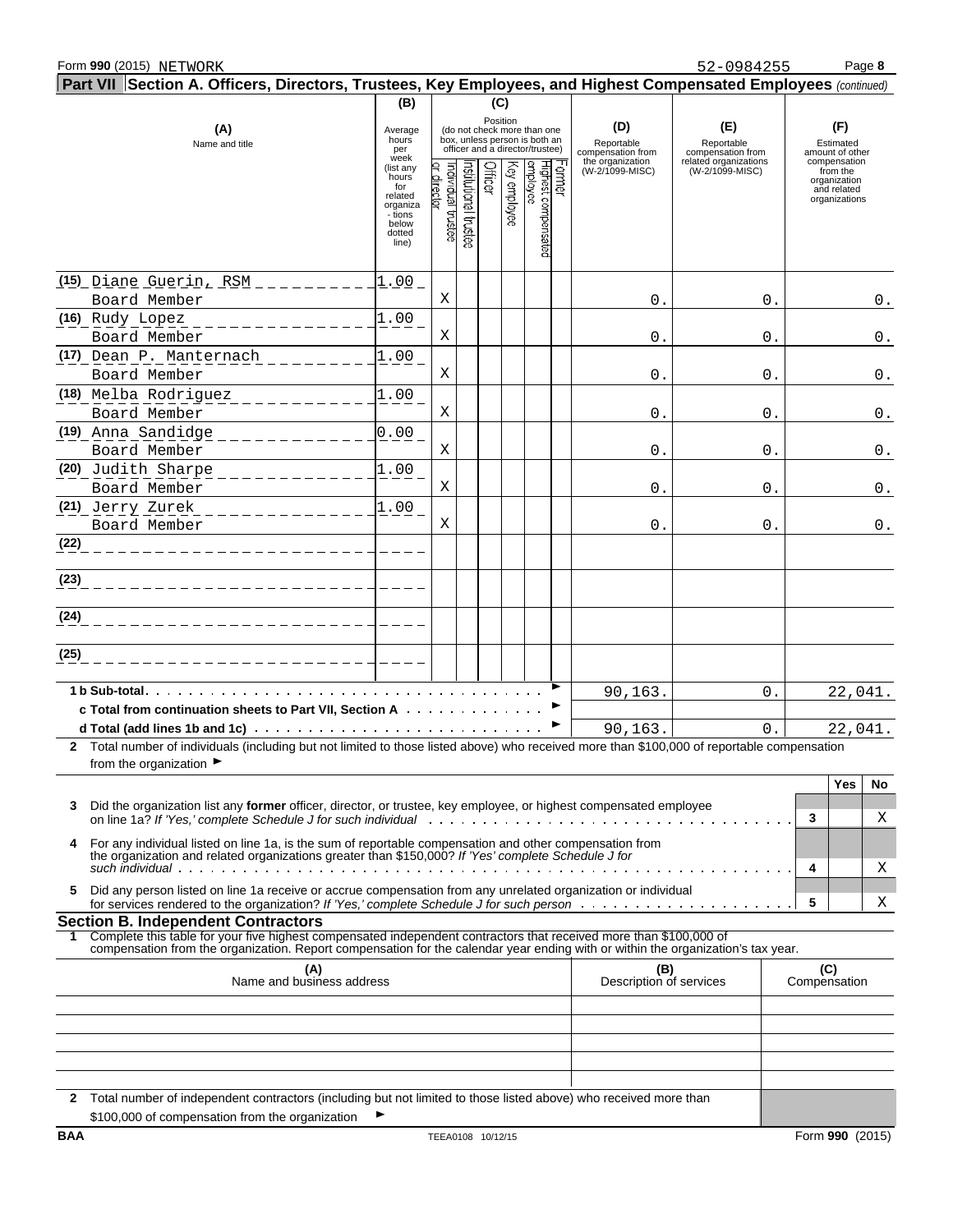Form **990** (2015) NETWORK 52-0984255

## Part VII Section A. Officers, Directors, Trustees, Key Employees, and Highest Compensated Employees *(continued)*

| (A) Name and title | (B) Average hours per week (list any hours for related organizations below dotted line) | (C) Position: Individual trustee or director | Institutional trustee | Officer | Key employee | Highest compensated employee | Former | (D) Reportable compensation from the organization (W-2/1099-MISC) | (E) Reportable compensation from related organizations (W-2/1099-MISC) | (F) Estimated amount of other compensation from the organization and related organizations |
|---|---|---|---|---|---|---|---|---|---|---|
| (15) Diane Guerin, RSM<br>Board Member | 1.00 | X | | | | | | 0. | 0. | 0. |
| (16) Rudy Lopez<br>Board Member | 1.00 | X | | | | | | 0. | 0. | 0. |
| (17) Dean P. Manternach<br>Board Member | 1.00 | X | | | | | | 0. | 0. | 0. |
| (18) Melba Rodriguez<br>Board Member | 1.00 | X | | | | | | 0. | 0. | 0. |
| (19) Anna Sandidge<br>Board Member | 0.00 | X | | | | | | 0. | 0. | 0. |
| (20) Judith Sharpe<br>Board Member | 1.00 | X | | | | | | 0. | 0. | 0. |
| (21) Jerry Zurek<br>Board Member | 1.00 | X | | | | | | 0. | 0. | 0. |
| (22) | | | | | | | | | | |
| (23) | | | | | | | | | | |
| (24) | | | | | | | | | | |
| (25) | | | | | | | | | | |
| **1 b Sub-total** | | | | | | | | 90,163. | 0. | 22,041. |
| **c Total from continuation sheets to Part VII, Section A** | | | | | | | | | | |
| **d Total (add lines 1b and 1c)** | | | | | | | | 90,163. | 0. | 22,041. |

**2** Total number of individuals (including but not limited to those listed above) who received more than $100,000 of reportable compensation from the organization ►

| | | | Yes | No |
|---|---|---|---|---|
| **3** | Did the organization list any **former** officer, director, or trustee, key employee, or highest compensated employee on line 1a? *If 'Yes,' complete Schedule J for such individual* | 3 | | X |
| **4** | For any individual listed on line 1a, is the sum of reportable compensation and other compensation from the organization and related organizations greater than $150,000? *If 'Yes' complete Schedule J for such individual* | 4 | | X |
| **5** | Did any person listed on line 1a receive or accrue compensation from any unrelated organization or individual for services rendered to the organization? *If 'Yes,' complete Schedule J for such person* | 5 | | X |

### Section B. Independent Contractors

**1** Complete this table for your five highest compensated independent contractors that received more than $100,000 of compensation from the organization. Report compensation for the calendar year ending with or within the organization's tax year.

| (A) Name and business address | (B) Description of services | (C) Compensation |
|---|---|---|
| | | |
| | | |
| | | |
| | | |
| | | |

**2** Total number of independent contractors (including but not limited to those listed above) who received more than $100,000 of compensation from the organization ►

BAA TEEA0108 10/12/15 Form **990** (2015)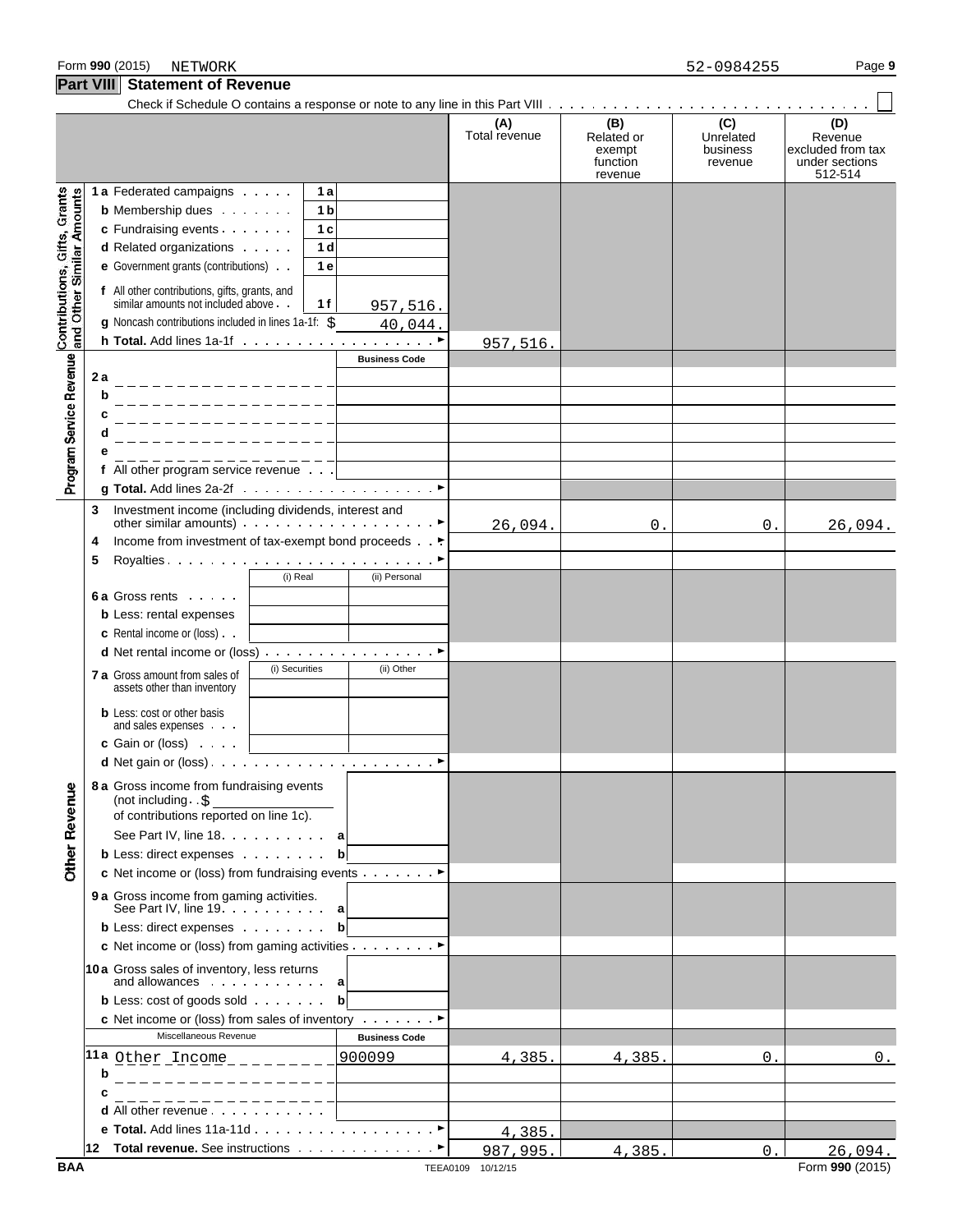Form 990 (2015) NETWORK 52-0984255

## Part VIII Statement of Revenue

Check if Schedule O contains a response or note to any line in this Part VIII . . . . . . ☐

| | | | (A) Total revenue | (B) Related or exempt function revenue | (C) Unrelated business revenue | (D) Revenue excluded from tax under sections 512-514 |
|---|---|---|---|---|---|---|
| **Contributions, Gifts, Grants and Other Similar Amounts** | 1a Federated campaigns | 1a | | | | |
| | b Membership dues | 1b | | | | |
| | c Fundraising events | 1c | | | | |
| | d Related organizations | 1d | | | | |
| | e Government grants (contributions) | 1e | | | | |
| | f All other contributions, gifts, grants, and similar amounts not included above | 1f 957,516. | | | | |
| | g Noncash contributions included in lines 1a-1f: $ 40,044. | | | | | |
| | h **Total.** Add lines 1a-1f | | 957,516. | | | |
| **Program Service Revenue** | | Business Code | | | | |
| | 2a | | | | | |
| | b | | | | | |
| | c | | | | | |
| | d | | | | | |
| | e | | | | | |
| | f All other program service revenue | | | | | |
| | g **Total.** Add lines 2a-2f | | | | | |
| **Other Revenue** | 3 Investment income (including dividends, interest and other similar amounts) | | 26,094. | 0. | 0. | 26,094. |
| | 4 Income from investment of tax-exempt bond proceeds | | | | | |
| | 5 Royalties | | | | | |
| | 6a Gross rents | (i) Real / (ii) Personal | | | | |
| | b Less: rental expenses | | | | | |
| | c Rental income or (loss) | | | | | |
| | d Net rental income or (loss) | | | | | |
| | 7a Gross amount from sales of assets other than inventory | (i) Securities / (ii) Other | | | | |
| | b Less: cost or other basis and sales expenses | | | | | |
| | c Gain or (loss) | | | | | |
| | d Net gain or (loss) | | | | | |
| | 8a Gross income from fundraising events (not including $ of contributions reported on line 1c). See Part IV, line 18 | a | | | | |
| | b Less: direct expenses | b | | | | |
| | c Net income or (loss) from fundraising events | | | | | |
| | 9a Gross income from gaming activities. See Part IV, line 19 | a | | | | |
| | b Less: direct expenses | b | | | | |
| | c Net income or (loss) from gaming activities | | | | | |
| | 10a Gross sales of inventory, less returns and allowances | a | | | | |
| | b Less: cost of goods sold | b | | | | |
| | c Net income or (loss) from sales of inventory | | | | | |
| | Miscellaneous Revenue | Business Code | | | | |
| | 11a Other Income | 900099 | 4,385. | 4,385. | 0. | 0. |
| | b | | | | | |
| | c | | | | | |
| | d All other revenue | | | | | |
| | e **Total.** Add lines 11a-11d | | 4,385. | | | |
| | 12 **Total revenue.** See instructions | | 987,995. | 4,385. | 0. | 26,094. |

BAA TEEA0109 10/12/15 Form **990** (2015)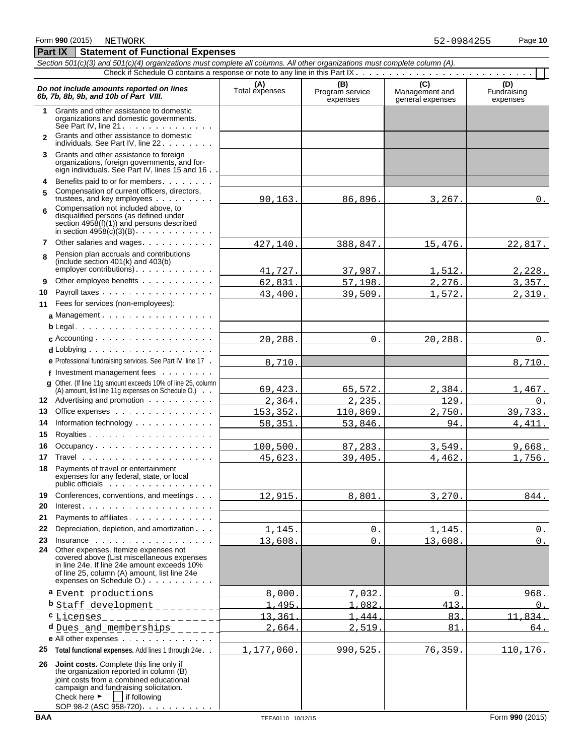Form 990 (2015) NETWORK 52-0984255

## Part IX Statement of Functional Expenses

*Section 501(c)(3) and 501(c)(4) organizations must complete all columns. All other organizations must complete column (A).*

Check if Schedule O contains a response or note to any line in this Part IX . . . . . . . . . . . . . . . . . . . . . . . . . . . ☐

| ***Do not include amounts reported on lines 6b, 7b, 8b, 9b, and 10b of Part VIII.*** | (A) Total expenses | (B) Program service expenses | (C) Management and general expenses | (D) Fundraising expenses |
|---|---|---|---|---|
| **1** Grants and other assistance to domestic organizations and domestic governments. See Part IV, line 21 | | | | |
| **2** Grants and other assistance to domestic individuals. See Part IV, line 22 | | | | |
| **3** Grants and other assistance to foreign organizations, foreign governments, and foreign individuals. See Part IV, lines 15 and 16 | | | | |
| **4** Benefits paid to or for members | | | | |
| **5** Compensation of current officers, directors, trustees, and key employees | 90,163. | 86,896. | 3,267. | 0. |
| **6** Compensation not included above, to disqualified persons (as defined under section 4958(f)(1)) and persons described in section 4958(c)(3)(B) | | | | |
| **7** Other salaries and wages | 427,140. | 388,847. | 15,476. | 22,817. |
| **8** Pension plan accruals and contributions (include section 401(k) and 403(b) employer contributions) | 41,727. | 37,987. | 1,512. | 2,228. |
| **9** Other employee benefits | 62,831. | 57,198. | 2,276. | 3,357. |
| **10** Payroll taxes | 43,400. | 39,509. | 1,572. | 2,319. |
| **11** Fees for services (non-employees): | | | | |
| **a** Management | | | | |
| **b** Legal | | | | |
| **c** Accounting | 20,288. | 0. | 20,288. | 0. |
| **d** Lobbying | | | | |
| **e** Professional fundraising services. See Part IV, line 17 | 8,710. | | | 8,710. |
| **f** Investment management fees | | | | |
| **g** Other. (If line 11g amount exceeds 10% of line 25, column (A) amount, list line 11g expenses on Schedule O.) | 69,423. | 65,572. | 2,384. | 1,467. |
| **12** Advertising and promotion | 2,364. | 2,235. | 129. | 0. |
| **13** Office expenses | 153,352. | 110,869. | 2,750. | 39,733. |
| **14** Information technology | 58,351. | 53,846. | 94. | 4,411. |
| **15** Royalties | | | | |
| **16** Occupancy | 100,500. | 87,283. | 3,549. | 9,668. |
| **17** Travel | 45,623. | 39,405. | 4,462. | 1,756. |
| **18** Payments of travel or entertainment expenses for any federal, state, or local public officials | | | | |
| **19** Conferences, conventions, and meetings | 12,915. | 8,801. | 3,270. | 844. |
| **20** Interest | | | | |
| **21** Payments to affiliates | | | | |
| **22** Depreciation, depletion, and amortization | 1,145. | 0. | 1,145. | 0. |
| **23** Insurance | 13,608. | 0. | 13,608. | 0. |
| **24** Other expenses. Itemize expenses not covered above (List miscellaneous expenses in line 24e. If line 24e amount exceeds 10% of line 25, column (A) amount, list line 24e expenses on Schedule O.) | | | | |
| **a** Event productions | 8,000. | 7,032. | 0. | 968. |
| **b** Staff development | 1,495. | 1,082. | 413. | 0. |
| **c** Licenses | 13,361. | 1,444. | 83. | 11,834. |
| **d** Dues and memberships | 2,664. | 2,519. | 81. | 64. |
| **e** All other expenses | | | | |
| **25** **Total functional expenses.** Add lines 1 through 24e | 1,177,060. | 990,525. | 76,359. | 110,176. |
| **26** **Joint costs.** Complete this line only if the organization reported in column (B) joint costs from a combined educational campaign and fundraising solicitation. Check here ► ☐ if following SOP 98-2 (ASC 958-720) | | | | |

BAA TEEA0110 10/12/15 Form **990** (2015)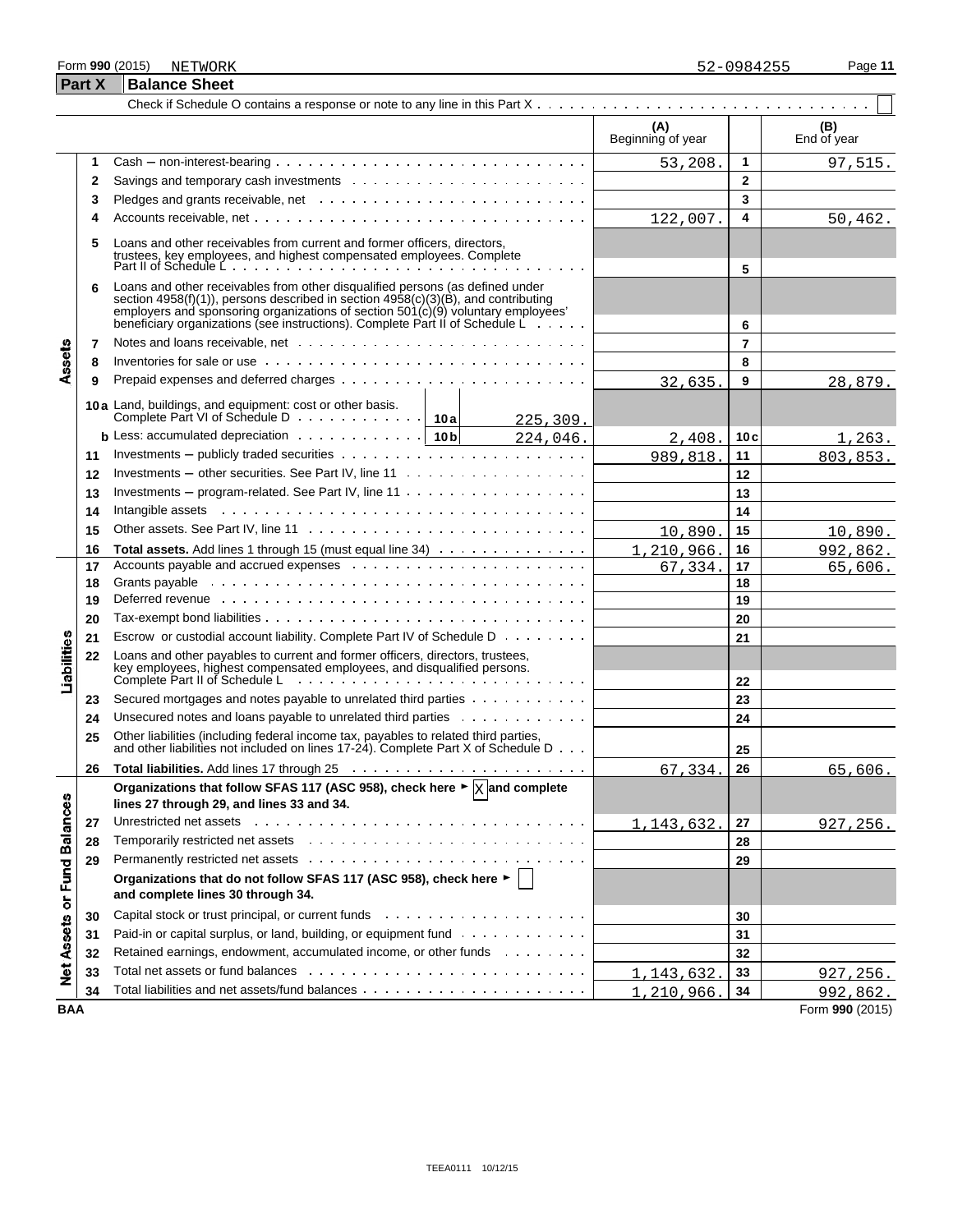Form **990** (2015) NETWORK 52-0984255

## Part X Balance Sheet

Check if Schedule O contains a response or note to any line in this Part X . . . . . . . . . . . . . . . . . . . . . . . . . . . . . . ☐

| Section | Line | Description | | (A) Beginning of year | | (B) End of year |
|---|---|---|---|---|---|---|
| Assets | 1 | Cash – non-interest-bearing | | 53,208. | 1 | 97,515. |
| | 2 | Savings and temporary cash investments | | | 2 | |
| | 3 | Pledges and grants receivable, net | | | 3 | |
| | 4 | Accounts receivable, net | | 122,007. | 4 | 50,462. |
| | 5 | Loans and other receivables from current and former officers, directors, trustees, key employees, and highest compensated employees. Complete Part II of Schedule L | | | 5 | |
| | 6 | Loans and other receivables from other disqualified persons (as defined under section 4958(f)(1)), persons described in section 4958(c)(3)(B), and contributing employers and sponsoring organizations of section 501(c)(9) voluntary employees' beneficiary organizations (see instructions). Complete Part II of Schedule L | | | 6 | |
| | 7 | Notes and loans receivable, net | | | 7 | |
| | 8 | Inventories for sale or use | | | 8 | |
| | 9 | Prepaid expenses and deferred charges | | 32,635. | 9 | 28,879. |
| | 10a | Land, buildings, and equipment: cost or other basis. Complete Part VI of Schedule D | 10a 225,309. | | | |
| | b | Less: accumulated depreciation | 10b 224,046. | 2,408. | 10c | 1,263. |
| | 11 | Investments – publicly traded securities | | 989,818. | 11 | 803,853. |
| | 12 | Investments – other securities. See Part IV, line 11 | | | 12 | |
| | 13 | Investments – program-related. See Part IV, line 11 | | | 13 | |
| | 14 | Intangible assets | | | 14 | |
| | 15 | Other assets. See Part IV, line 11 | | 10,890. | 15 | 10,890. |
| | 16 | **Total assets.** Add lines 1 through 15 (must equal line 34) | | 1,210,966. | 16 | 992,862. |
| Liabilities | 17 | Accounts payable and accrued expenses | | 67,334. | 17 | 65,606. |
| | 18 | Grants payable | | | 18 | |
| | 19 | Deferred revenue | | | 19 | |
| | 20 | Tax-exempt bond liabilities | | | 20 | |
| | 21 | Escrow or custodial account liability. Complete Part IV of Schedule D | | | 21 | |
| | 22 | Loans and other payables to current and former officers, directors, trustees, key employees, highest compensated employees, and disqualified persons. Complete Part II of Schedule L | | | 22 | |
| | 23 | Secured mortgages and notes payable to unrelated third parties | | | 23 | |
| | 24 | Unsecured notes and loans payable to unrelated third parties | | | 24 | |
| | 25 | Other liabilities (including federal income tax, payables to related third parties, and other liabilities not included on lines 17-24). Complete Part X of Schedule D | | | 25 | |
| | 26 | **Total liabilities.** Add lines 17 through 25 | | 67,334. | 26 | 65,606. |
| Net Assets or Fund Balances | | **Organizations that follow SFAS 117 (ASC 958), check here ► ☒ and complete lines 27 through 29, and lines 33 and 34.** | | | | |
| | 27 | Unrestricted net assets | | 1,143,632. | 27 | 927,256. |
| | 28 | Temporarily restricted net assets | | | 28 | |
| | 29 | Permanently restricted net assets | | | 29 | |
| | | **Organizations that do not follow SFAS 117 (ASC 958), check here ► ☐ and complete lines 30 through 34.** | | | | |
| | 30 | Capital stock or trust principal, or current funds | | | 30 | |
| | 31 | Paid-in or capital surplus, or land, building, or equipment fund | | | 31 | |
| | 32 | Retained earnings, endowment, accumulated income, or other funds | | | 32 | |
| | 33 | Total net assets or fund balances | | 1,143,632. | 33 | 927,256. |
| | 34 | Total liabilities and net assets/fund balances | | 1,210,966. | 34 | 992,862. |

BAA Form **990** (2015)

TEEA0111 10/12/15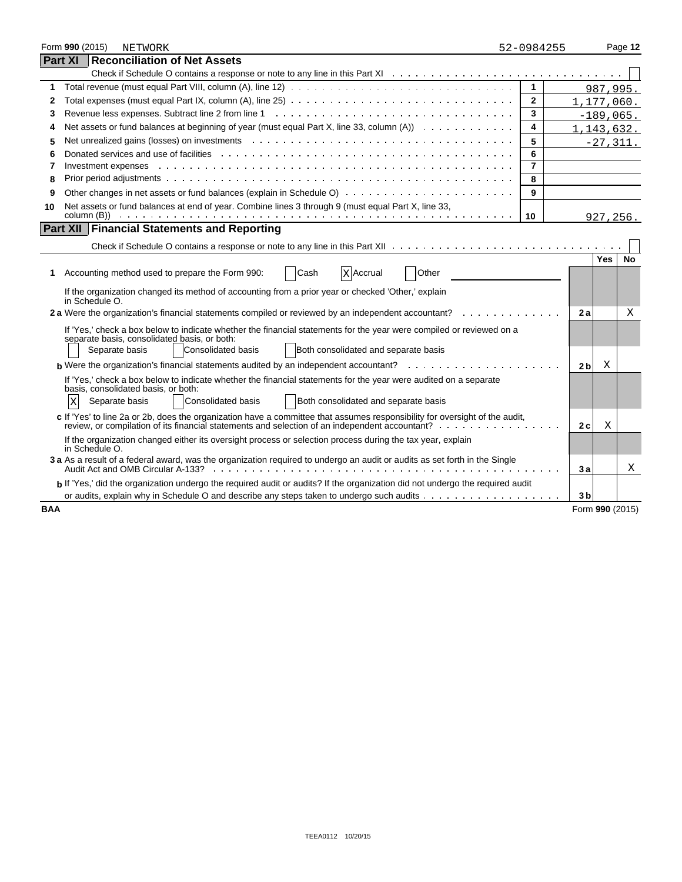Form **990** (2015) NETWORK 52-0984255

## Part XI Reconciliation of Net Assets

Check if Schedule O contains a response or note to any line in this Part XI . . . . . ☐

| | | | |
|---|---|---|---|
| 1 | Total revenue (must equal Part VIII, column (A), line 12) | 1 | 987,995. |
| 2 | Total expenses (must equal Part IX, column (A), line 25) | 2 | 1,177,060. |
| 3 | Revenue less expenses. Subtract line 2 from line 1 | 3 | -189,065. |
| 4 | Net assets or fund balances at beginning of year (must equal Part X, line 33, column (A)) | 4 | 1,143,632. |
| 5 | Net unrealized gains (losses) on investments | 5 | -27,311. |
| 6 | Donated services and use of facilities | 6 | |
| 7 | Investment expenses | 7 | |
| 8 | Prior period adjustments | 8 | |
| 9 | Other changes in net assets or fund balances (explain in Schedule O) | 9 | |
| 10 | Net assets or fund balances at end of year. Combine lines 3 through 9 (must equal Part X, line 33, column (B)) | 10 | 927,256. |

## Part XII Financial Statements and Reporting

Check if Schedule O contains a response or note to any line in this Part XII . . . . . ☐

| | | | Yes | No |
|---|---|---|---|---|
| 1 | Accounting method used to prepare the Form 990: ☐ Cash ☒ Accrual ☐ Other | | | |
| | If the organization changed its method of accounting from a prior year or checked 'Other,' explain in Schedule O. | | | |
| 2a | Were the organization's financial statements compiled or reviewed by an independent accountant? | 2a | | X |
| | If 'Yes,' check a box below to indicate whether the financial statements for the year were compiled or reviewed on a separate basis, consolidated basis, or both: ☐ Separate basis ☐ Consolidated basis ☐ Both consolidated and separate basis | | | |
| b | Were the organization's financial statements audited by an independent accountant? | 2b | X | |
| | If 'Yes,' check a box below to indicate whether the financial statements for the year were audited on a separate basis, consolidated basis, or both: ☒ Separate basis ☐ Consolidated basis ☐ Both consolidated and separate basis | | | |
| c | If 'Yes' to line 2a or 2b, does the organization have a committee that assumes responsibility for oversight of the audit, review, or compilation of its financial statements and selection of an independent accountant? | 2c | X | |
| | If the organization changed either its oversight process or selection process during the tax year, explain in Schedule O. | | | |
| 3a | As a result of a federal award, was the organization required to undergo an audit or audits as set forth in the Single Audit Act and OMB Circular A-133? | 3a | | X |
| b | If 'Yes,' did the organization undergo the required audit or audits? If the organization did not undergo the required audit or audits, explain why in Schedule O and describe any steps taken to undergo such audits | 3b | | |

BAA Form **990** (2015)

TEEA0112 10/20/15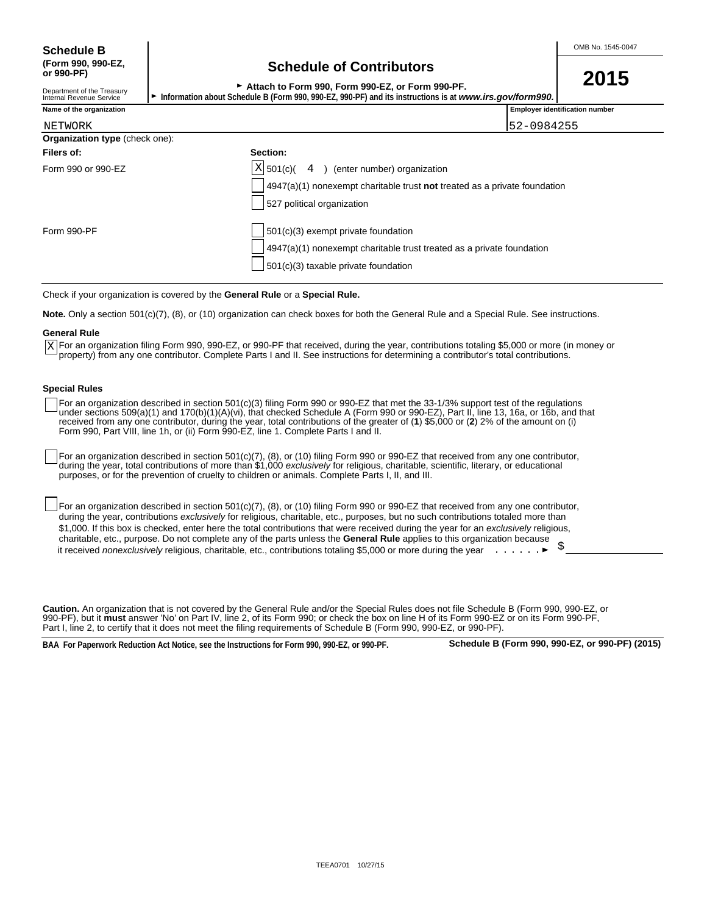**Schedule B**
**(Form 990, 990-EZ, or 990-PF)**

Department of the Treasury
Internal Revenue Service

# Schedule of Contributors

► **Attach to Form 990, Form 990-EZ, or Form 990-PF.**
► **Information about Schedule B (Form 990, 990-EZ, 990-PF) and its instructions is at *www.irs.gov/form990*.**

OMB No. 1545-0047

**2015**

| Name of the organization | Employer identification number |
|---|---|
| NETWORK | 52-0984255 |

**Organization type** (check one):

| **Filers of:** | **Section:** |
|---|---|
| Form 990 or 990-EZ | [X] 501(c)( 4 ) (enter number) organization |
| | [ ] 4947(a)(1) nonexempt charitable trust **not** treated as a private foundation |
| | [ ] 527 political organization |
| Form 990-PF | [ ] 501(c)(3) exempt private foundation |
| | [ ] 4947(a)(1) nonexempt charitable trust treated as a private foundation |
| | [ ] 501(c)(3) taxable private foundation |

Check if your organization is covered by the **General Rule** or a **Special Rule.**

**Note.** Only a section 501(c)(7), (8), or (10) organization can check boxes for both the General Rule and a Special Rule. See instructions.

**General Rule**

[X] For an organization filing Form 990, 990-EZ, or 990-PF that received, during the year, contributions totaling $5,000 or more (in money or property) from any one contributor. Complete Parts I and II. See instructions for determining a contributor's total contributions.

**Special Rules**

[ ] For an organization described in section 501(c)(3) filing Form 990 or 990-EZ that met the 33-1/3% support test of the regulations under sections 509(a)(1) and 170(b)(1)(A)(vi), that checked Schedule A (Form 990 or 990-EZ), Part II, line 13, 16a, or 16b, and that received from any one contributor, during the year, total contributions of the greater of (**1**) $5,000 or (**2**) 2% of the amount on (i) Form 990, Part VIII, line 1h, or (ii) Form 990-EZ, line 1. Complete Parts I and II.

[ ] For an organization described in section 501(c)(7), (8), or (10) filing Form 990 or 990-EZ that received from any one contributor, during the year, total contributions of more than $1,000 *exclusively* for religious, charitable, scientific, literary, or educational purposes, or for the prevention of cruelty to children or animals. Complete Parts I, II, and III.

[ ] For an organization described in section 501(c)(7), (8), or (10) filing Form 990 or 990-EZ that received from any one contributor, during the year, contributions *exclusively* for religious, charitable, etc., purposes, but no such contributions totaled more than $1,000. If this box is checked, enter here the total contributions that were received during the year for an *exclusively* religious, charitable, etc., purpose. Do not complete any of the parts unless the **General Rule** applies to this organization because it received *nonexclusively* religious, charitable, etc., contributions totaling $5,000 or more during the year . . . . . . ► $ ____________

**Caution.** An organization that is not covered by the General Rule and/or the Special Rules does not file Schedule B (Form 990, 990-EZ, or 990-PF), but it **must** answer 'No' on Part IV, line 2, of its Form 990; or check the box on line H of its Form 990-EZ or on its Form 990-PF, Part I, line 2, to certify that it does not meet the filing requirements of Schedule B (Form 990, 990-EZ, or 990-PF).

**BAA For Paperwork Reduction Act Notice, see the Instructions for Form 990, 990-EZ, or 990-PF.** **Schedule B (Form 990, 990-EZ, or 990-PF) (2015)**

TEEA0701 10/27/15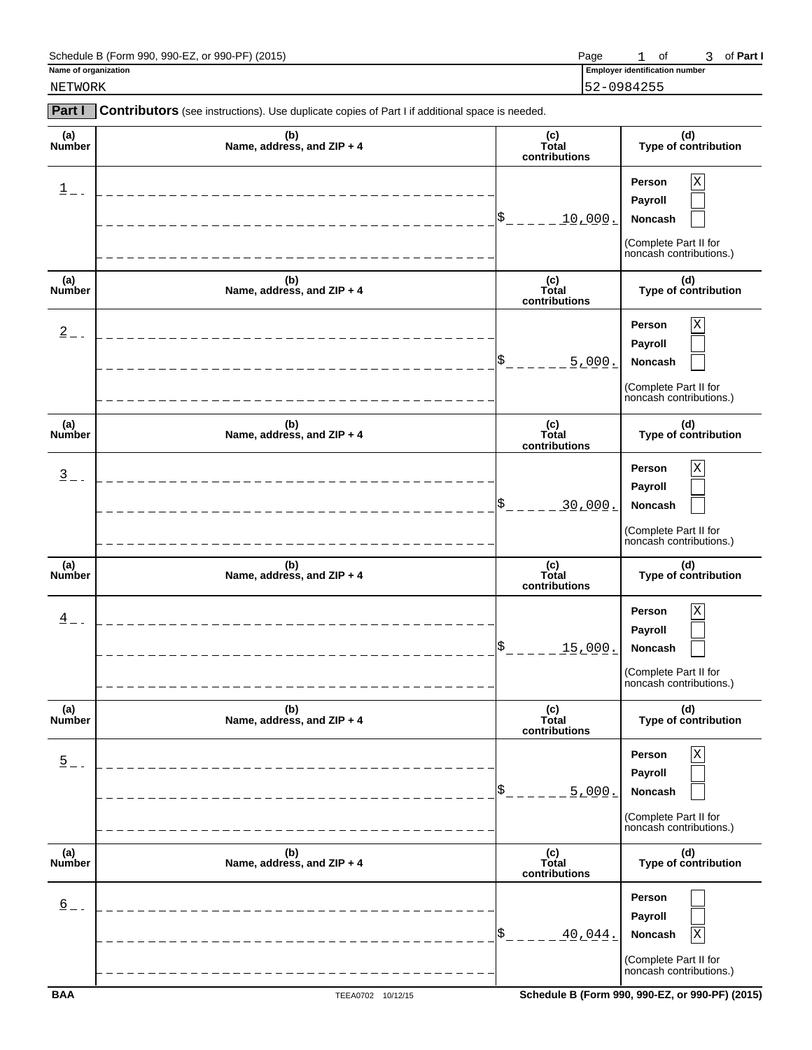Schedule B (Form 990, 990-EZ, or 990-PF) (2015) Page 1 of 3 of **Part I**

**Name of organization**
NETWORK

**Employer identification number**
52-0984255

## Part I Contributors (see instructions). Use duplicate copies of Part I if additional space is needed.

| (a) Number | (b) Name, address, and ZIP + 4 | (c) Total contributions | (d) Type of contribution |
|---|---|---|---|
| 1 | | $ 10,000. | Person [X] Payroll [ ] Noncash [ ] (Complete Part II for noncash contributions.) |
| 2 | | $ 5,000. | Person [X] Payroll [ ] Noncash [ ] (Complete Part II for noncash contributions.) |
| 3 | | $ 30,000. | Person [X] Payroll [ ] Noncash [ ] (Complete Part II for noncash contributions.) |
| 4 | | $ 15,000. | Person [X] Payroll [ ] Noncash [ ] (Complete Part II for noncash contributions.) |
| 5 | | $ 5,000. | Person [X] Payroll [ ] Noncash [ ] (Complete Part II for noncash contributions.) |
| 6 | | $ 40,044. | Person [ ] Payroll [ ] Noncash [X] (Complete Part II for noncash contributions.) |

BAA TEEA0702 10/12/15 Schedule B (Form 990, 990-EZ, or 990-PF) (2015)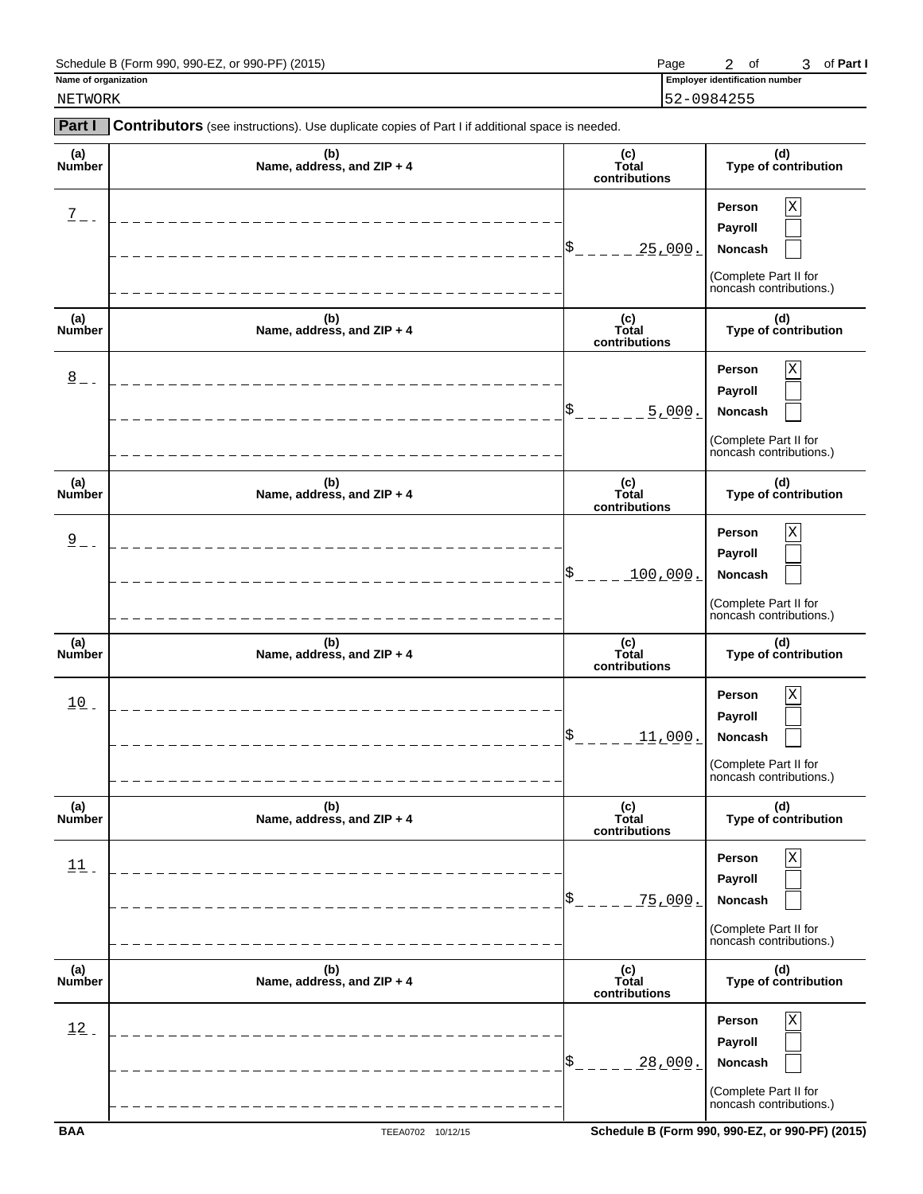Name of organization: NETWORK

Employer identification number: 52-0984255

**Part I** **Contributors** (see instructions). Use duplicate copies of Part I if additional space is needed.

| (a) Number | (b) Name, address, and ZIP + 4 | (c) Total contributions | (d) Type of contribution |
|---|---|---|---|
| 7 | | $ 25,000. | Person [X] Payroll [ ] Noncash [ ] (Complete Part II for noncash contributions.) |
| 8 | | $ 5,000. | Person [X] Payroll [ ] Noncash [ ] (Complete Part II for noncash contributions.) |
| 9 | | $ 100,000. | Person [X] Payroll [ ] Noncash [ ] (Complete Part II for noncash contributions.) |
| 10 | | $ 11,000. | Person [X] Payroll [ ] Noncash [ ] (Complete Part II for noncash contributions.) |
| 11 | | $ 75,000. | Person [X] Payroll [ ] Noncash [ ] (Complete Part II for noncash contributions.) |
| 12 | | $ 28,000. | Person [X] Payroll [ ] Noncash [ ] (Complete Part II for noncash contributions.) |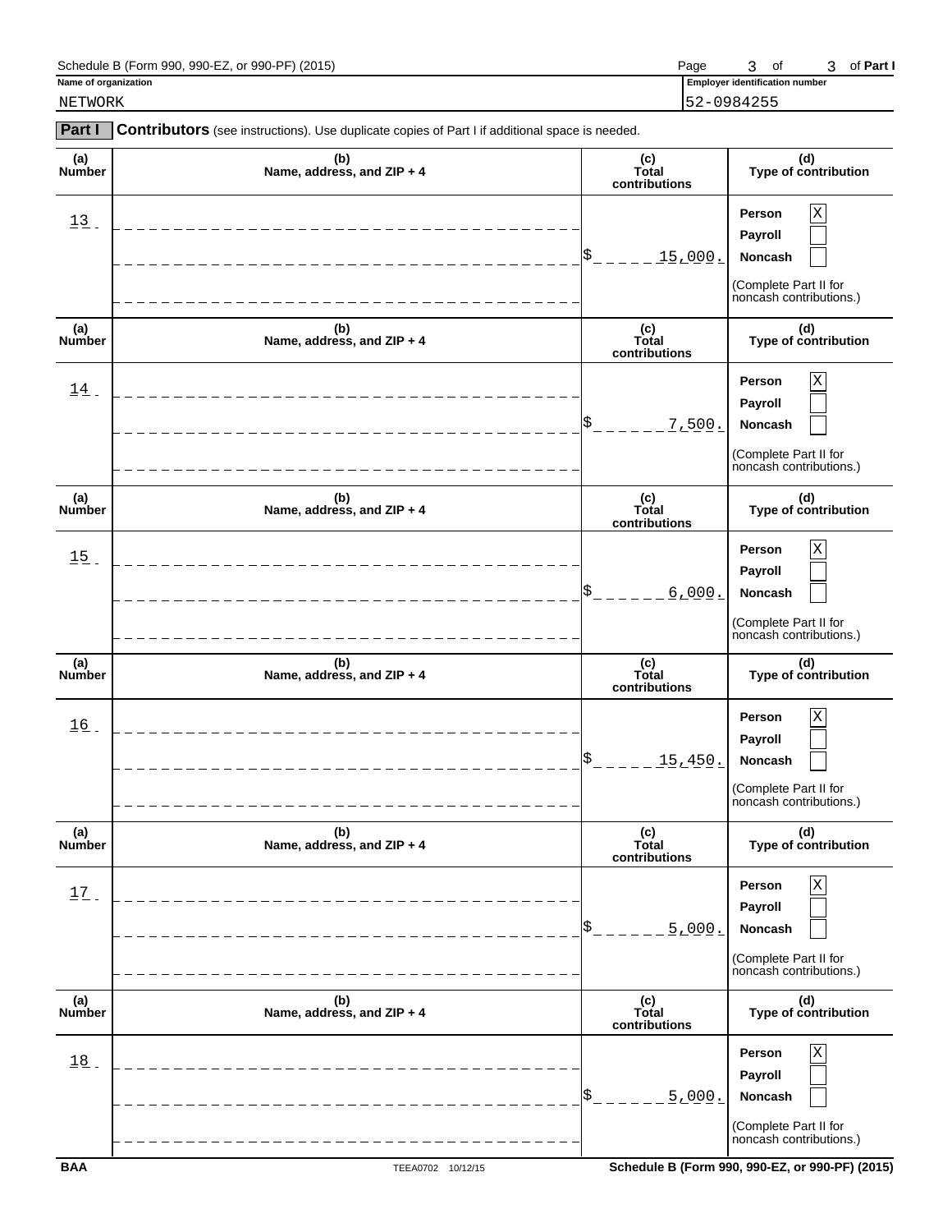Schedule B (Form 990, 990-EZ, or 990-PF) (2015) Page 3 of 3 of **Part I**

**Name of organization**
NETWORK

**Employer identification number**
52-0984255

**Part I** **Contributors** (see instructions). Use duplicate copies of Part I if additional space is needed.

| (a) Number | (b) Name, address, and ZIP + 4 | (c) Total contributions | (d) Type of contribution |
|---|---|---|---|
| 13 | | $ 15,000. | Person [X] Payroll [ ] Noncash [ ] (Complete Part II for noncash contributions.) |
| 14 | | $ 7,500. | Person [X] Payroll [ ] Noncash [ ] (Complete Part II for noncash contributions.) |
| 15 | | $ 6,000. | Person [X] Payroll [ ] Noncash [ ] (Complete Part II for noncash contributions.) |
| 16 | | $ 15,450. | Person [X] Payroll [ ] Noncash [ ] (Complete Part II for noncash contributions.) |
| 17 | | $ 5,000. | Person [X] Payroll [ ] Noncash [ ] (Complete Part II for noncash contributions.) |
| 18 | | $ 5,000. | Person [X] Payroll [ ] Noncash [ ] (Complete Part II for noncash contributions.) |

BAA TEEA0702 10/12/15 Schedule B (Form 990, 990-EZ, or 990-PF) (2015)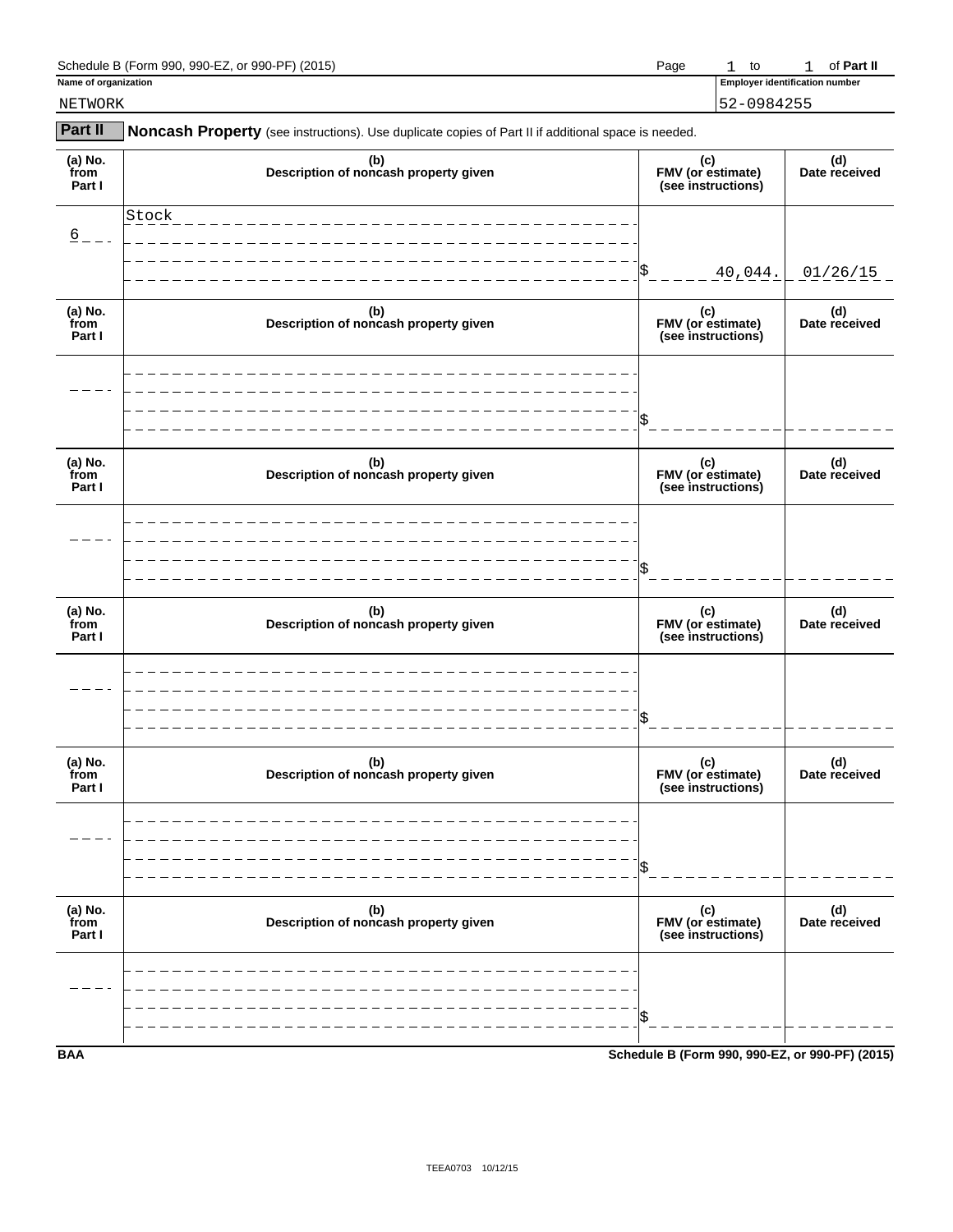Schedule B (Form 990, 990-EZ, or 990-PF) (2015) Page 1 to 1 of **Part II**

**Name of organization**: NETWORK

**Employer identification number**: 52-0984255

## Part II Noncash Property (see instructions). Use duplicate copies of Part II if additional space is needed.

| (a) No. from Part I | (b) Description of noncash property given | (c) FMV (or estimate) (see instructions) | (d) Date received |
|---|---|---|---|
| 6 | Stock | $ 40,044. | 01/26/15 |

| (a) No. from Part I | (b) Description of noncash property given | (c) FMV (or estimate) (see instructions) | (d) Date received |
|---|---|---|---|
| | | $ | |

| (a) No. from Part I | (b) Description of noncash property given | (c) FMV (or estimate) (see instructions) | (d) Date received |
|---|---|---|---|
| | | $ | |

| (a) No. from Part I | (b) Description of noncash property given | (c) FMV (or estimate) (see instructions) | (d) Date received |
|---|---|---|---|
| | | $ | |

| (a) No. from Part I | (b) Description of noncash property given | (c) FMV (or estimate) (see instructions) | (d) Date received |
|---|---|---|---|
| | | $ | |

| (a) No. from Part I | (b) Description of noncash property given | (c) FMV (or estimate) (see instructions) | (d) Date received |
|---|---|---|---|
| | | $ | |

BAA Schedule B (Form 990, 990-EZ, or 990-PF) (2015)

TEEA0703 10/12/15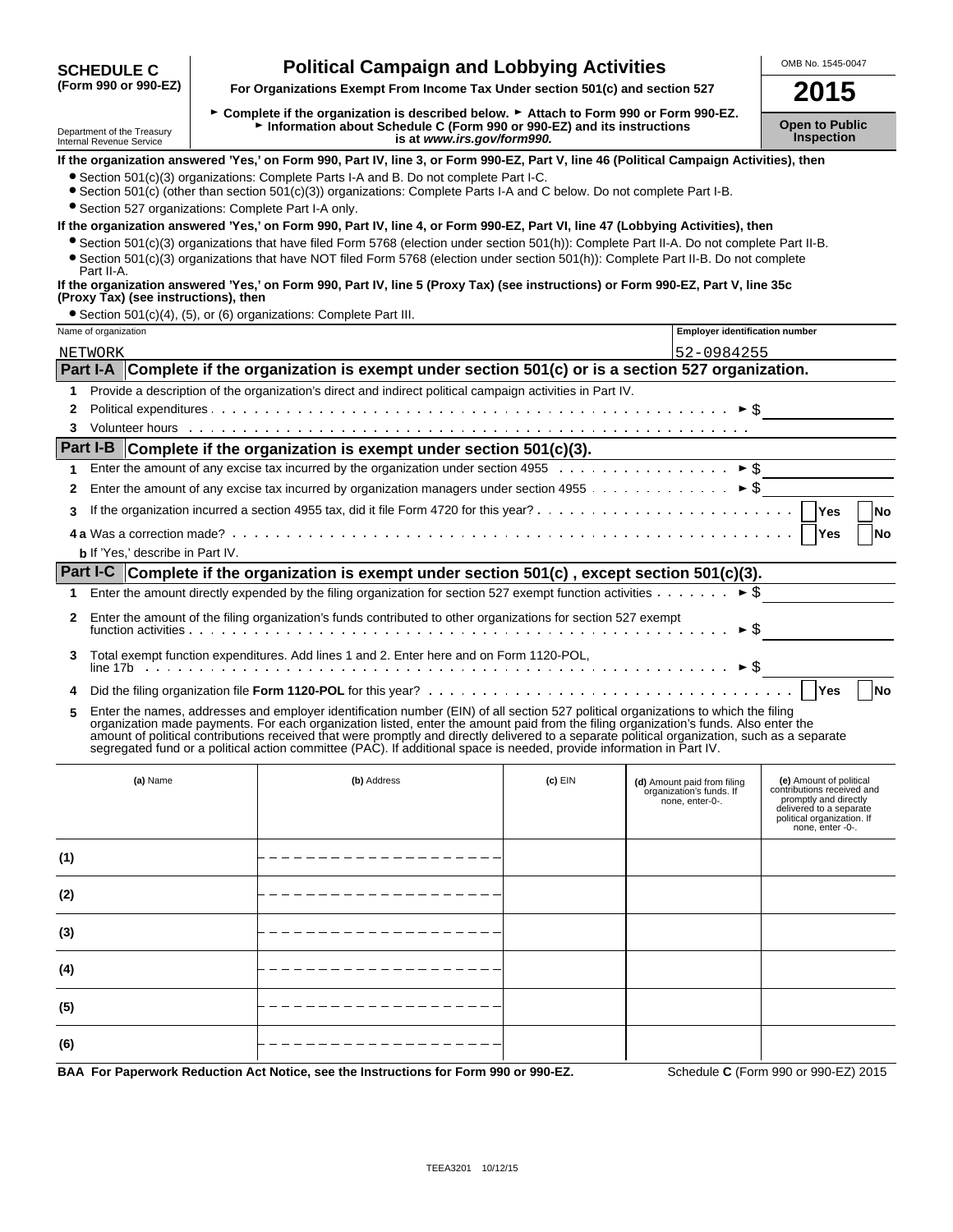**SCHEDULE C**
**(Form 990 or 990-EZ)**

Department of the Treasury
Internal Revenue Service

# Political Campaign and Lobbying Activities

**For Organizations Exempt From Income Tax Under section 501(c) and section 527**

► **Complete if the organization is described below.** ► **Attach to Form 990 or Form 990-EZ.**
► **Information about Schedule C (Form 990 or 990-EZ) and its instructions is at** ***www.irs.gov/form990.***

OMB No. 1545-0047

**2015**

**Open to Public Inspection**

**If the organization answered 'Yes,' on Form 990, Part IV, line 3, or Form 990-EZ, Part V, line 46 (Political Campaign Activities), then**

- Section 501(c)(3) organizations: Complete Parts I-A and B. Do not complete Part I-C.
- Section 501(c) (other than section 501(c)(3)) organizations: Complete Parts I-A and C below. Do not complete Part I-B.
- Section 527 organizations: Complete Part I-A only.

**If the organization answered 'Yes,' on Form 990, Part IV, line 4, or Form 990-EZ, Part VI, line 47 (Lobbying Activities), then**

- Section 501(c)(3) organizations that have filed Form 5768 (election under section 501(h)): Complete Part II-A. Do not complete Part II-B.
- Section 501(c)(3) organizations that have NOT filed Form 5768 (election under section 501(h)): Complete Part II-B. Do not complete Part II-A.

**If the organization answered 'Yes,' on Form 990, Part IV, line 5 (Proxy Tax) (see instructions) or Form 990-EZ, Part V, line 35c (Proxy Tax) (see instructions), then**

- Section 501(c)(4), (5), or (6) organizations: Complete Part III.

| Name of organization | Employer identification number |
|---|---|
| NETWORK | 52-0984255 |

## Part I-A Complete if the organization is exempt under section 501(c) or is a section 527 organization.

1 Provide a description of the organization's direct and indirect political campaign activities in Part IV.

2 Political expenditures ► $

3 Volunteer hours

## Part I-B Complete if the organization is exempt under section 501(c)(3).

1 Enter the amount of any excise tax incurred by the organization under section 4955 ► $

2 Enter the amount of any excise tax incurred by organization managers under section 4955 ► $

3 If the organization incurred a section 4955 tax, did it file Form 4720 for this year? ☐ Yes ☐ No

4 a Was a correction made? ☐ Yes ☐ No

b If 'Yes,' describe in Part IV.

## Part I-C Complete if the organization is exempt under section 501(c) , except section 501(c)(3).

1 Enter the amount directly expended by the filing organization for section 527 exempt function activities ► $

2 Enter the amount of the filing organization's funds contributed to other organizations for section 527 exempt function activities ► $

3 Total exempt function expenditures. Add lines 1 and 2. Enter here and on Form 1120-POL, line 17b ► $

4 Did the filing organization file **Form 1120-POL** for this year? ☐ Yes ☐ No

5 Enter the names, addresses and employer identification number (EIN) of all section 527 political organizations to which the filing organization made payments. For each organization listed, enter the amount paid from the filing organization's funds. Also enter the amount of political contributions received that were promptly and directly delivered to a separate political organization, such as a separate segregated fund or a political action committee (PAC). If additional space is needed, provide information in Part IV.

| | (a) Name | (b) Address | (c) EIN | (d) Amount paid from filing organization's funds. If none, enter-0-. | (e) Amount of political contributions received and promptly and directly delivered to a separate political organization. If none, enter -0-. |
|---|---|---|---|---|---|
| (1) | | | | | |
| (2) | | | | | |
| (3) | | | | | |
| (4) | | | | | |
| (5) | | | | | |
| (6) | | | | | |

**BAA For Paperwork Reduction Act Notice, see the Instructions for Form 990 or 990-EZ.** Schedule **C** (Form 990 or 990-EZ) 2015

TEEA3201 10/12/15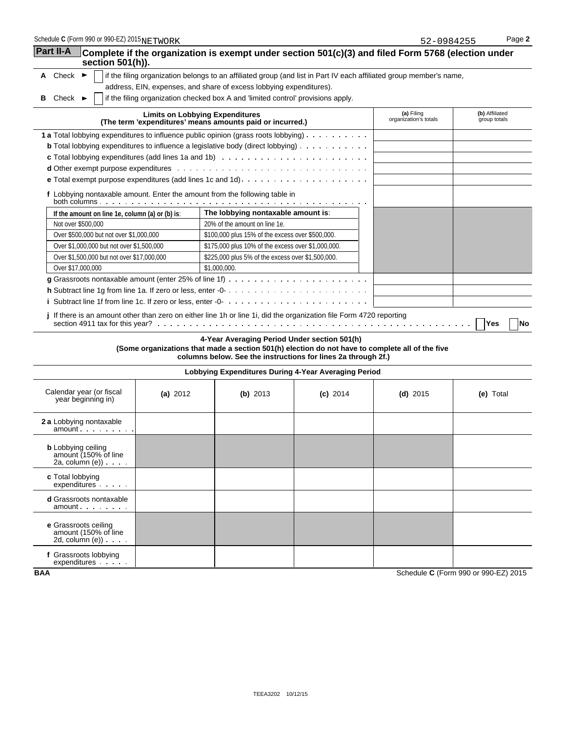## Part II-A Complete if the organization is exempt under section 501(c)(3) and filed Form 5768 (election under section 501(h)).

**A** Check ► ☐ if the filing organization belongs to an affiliated group (and list in Part IV each affiliated group member's name, address, EIN, expenses, and share of excess lobbying expenditures).

**B** Check ► ☐ if the filing organization checked box A and 'limited control' provisions apply.

| Limits on Lobbying Expenditures (The term 'expenditures' means amounts paid or incurred.) | (a) Filing organization's totals | (b) Affiliated group totals |
|---|---|---|
| **1 a** Total lobbying expenditures to influence public opinion (grass roots lobbying) | | |
| **b** Total lobbying expenditures to influence a legislative body (direct lobbying) | | |
| **c** Total lobbying expenditures (add lines 1a and 1b) | | |
| **d** Other exempt purpose expenditures | | |
| **e** Total exempt purpose expenditures (add lines 1c and 1d) | | |
| **f** Lobbying nontaxable amount. Enter the amount from the following table in both columns | | |

| If the amount on line 1e, column (a) or (b) is: | The lobbying nontaxable amount is: |
|---|---|
| Not over $500,000 | 20% of the amount on line 1e. |
| Over $500,000 but not over $1,000,000 | $100,000 plus 15% of the excess over $500,000. |
| Over $1,000,000 but not over $1,500,000 | $175,000 plus 10% of the excess over $1,000,000. |
| Over $1,500,000 but not over $17,000,000 | $225,000 plus 5% of the excess over $1,500,000. |
| Over $17,000,000 | $1,000,000. |

| | (a) Filing organization's totals | (b) Affiliated group totals |
|---|---|---|
| **g** Grassroots nontaxable amount (enter 25% of line 1f) | | |
| **h** Subtract line 1g from line 1a. If zero or less, enter -0- | | |
| **i** Subtract line 1f from line 1c. If zero or less, enter -0- | | |

**j** If there is an amount other than zero on either line 1h or line 1i, did the organization file Form 4720 reporting section 4911 tax for this year? ☐ Yes ☐ No

### 4-Year Averaging Period Under section 501(h)

**(Some organizations that made a section 501(h) election do not have to complete all of the five columns below. See the instructions for lines 2a through 2f.)**

| Lobbying Expenditures During 4-Year Averaging Period | | | | | |
|---|---|---|---|---|---|
| Calendar year (or fiscal year beginning in) | **(a)** 2012 | **(b)** 2013 | **(c)** 2014 | **(d)** 2015 | **(e)** Total |
| **2 a** Lobbying nontaxable amount | | | | | |
| **b** Lobbying ceiling amount (150% of line 2a, column (e)) | | | | | |
| **c** Total lobbying expenditures | | | | | |
| **d** Grassroots nontaxable amount | | | | | |
| **e** Grassroots ceiling amount (150% of line 2d, column (e)) | | | | | |
| **f** Grassroots lobbying expenditures | | | | | |

BAA Schedule C (Form 990 or 990-EZ) 2015

TEEA3202 10/12/15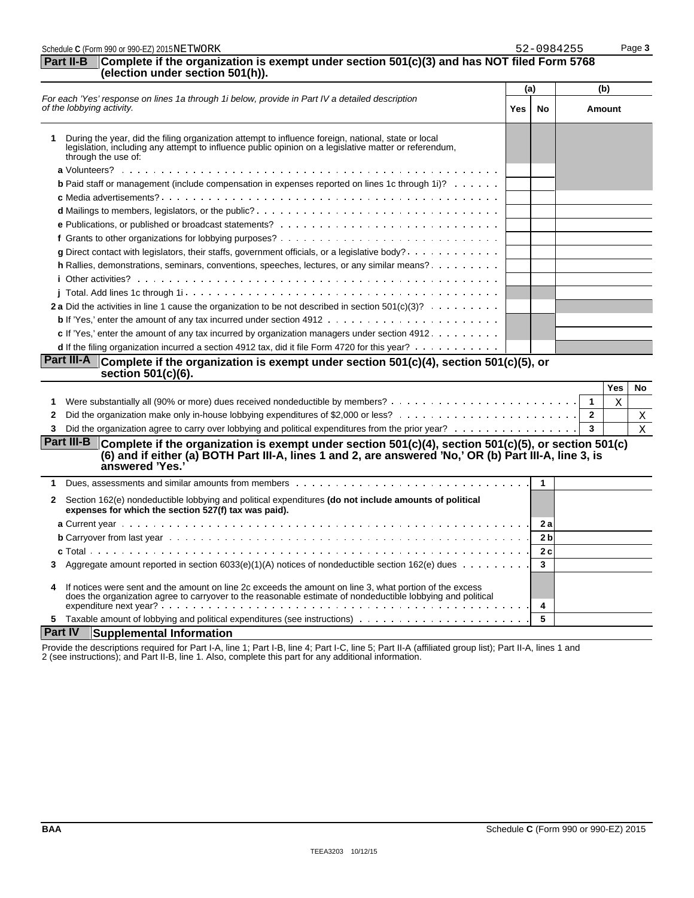Schedule C (Form 990 or 990-EZ) 2015 NETWORK 52-0984255

## Part II-B Complete if the organization is exempt under section 501(c)(3) and has NOT filed Form 5768 (election under section 501(h)).

| *For each 'Yes' response on lines 1a through 1i below, provide in Part IV a detailed description of the lobbying activity.* | (a) Yes | (a) No | (b) Amount |
|---|---|---|---|
| **1** During the year, did the filing organization attempt to influence foreign, national, state or local legislation, including any attempt to influence public opinion on a legislative matter or referendum, through the use of: | | | |
| **a** Volunteers? | | | |
| **b** Paid staff or management (include compensation in expenses reported on lines 1c through 1i)? | | | |
| **c** Media advertisements? | | | |
| **d** Mailings to members, legislators, or the public? | | | |
| **e** Publications, or published or broadcast statements? | | | |
| **f** Grants to other organizations for lobbying purposes? | | | |
| **g** Direct contact with legislators, their staffs, government officials, or a legislative body? | | | |
| **h** Rallies, demonstrations, seminars, conventions, speeches, lectures, or any similar means? | | | |
| **i** Other activities? | | | |
| **j** Total. Add lines 1c through 1i | | | |
| **2a** Did the activities in line 1 cause the organization to be not described in section 501(c)(3)? | | | |
| **b** If 'Yes,' enter the amount of any tax incurred under section 4912 | | | |
| **c** If 'Yes,' enter the amount of any tax incurred by organization managers under section 4912 | | | |
| **d** If the filing organization incurred a section 4912 tax, did it file Form 4720 for this year? | | | |

## Part III-A Complete if the organization is exempt under section 501(c)(4), section 501(c)(5), or section 501(c)(6).

| | | | Yes | No |
|---|---|---|---|---|
| **1** | Were substantially all (90% or more) dues received nondeductible by members? | 1 | X | |
| **2** | Did the organization make only in-house lobbying expenditures of $2,000 or less? | 2 | | X |
| **3** | Did the organization agree to carry over lobbying and political expenditures from the prior year? | 3 | | X |

## Part III-B Complete if the organization is exempt under section 501(c)(4), section 501(c)(5), or section 501(c)(6) and if either (a) BOTH Part III-A, lines 1 and 2, are answered 'No,' OR (b) Part III-A, line 3, is answered 'Yes.'

| | | | |
|---|---|---|---|
| **1** | Dues, assessments and similar amounts from members | 1 | |
| **2** | Section 162(e) nondeductible lobbying and political expenditures **(do not include amounts of political expenses for which the section 527(f) tax was paid).** | | |
| | **a** Current year | 2a | |
| | **b** Carryover from last year | 2b | |
| | **c** Total | 2c | |
| **3** | Aggregate amount reported in section 6033(e)(1)(A) notices of nondeductible section 162(e) dues | 3 | |
| **4** | If notices were sent and the amount on line 2c exceeds the amount on line 3, what portion of the excess does the organization agree to carryover to the reasonable estimate of nondeductible lobbying and political expenditure next year? | 4 | |
| **5** | Taxable amount of lobbying and political expenditures (see instructions) | 5 | |

## Part IV Supplemental Information

Provide the descriptions required for Part I-A, line 1; Part I-B, line 4; Part I-C, line 5; Part II-A (affiliated group list); Part II-A, lines 1 and 2 (see instructions); and Part II-B, line 1. Also, complete this part for any additional information.

BAA Schedule C (Form 990 or 990-EZ) 2015

TEEA3203 10/12/15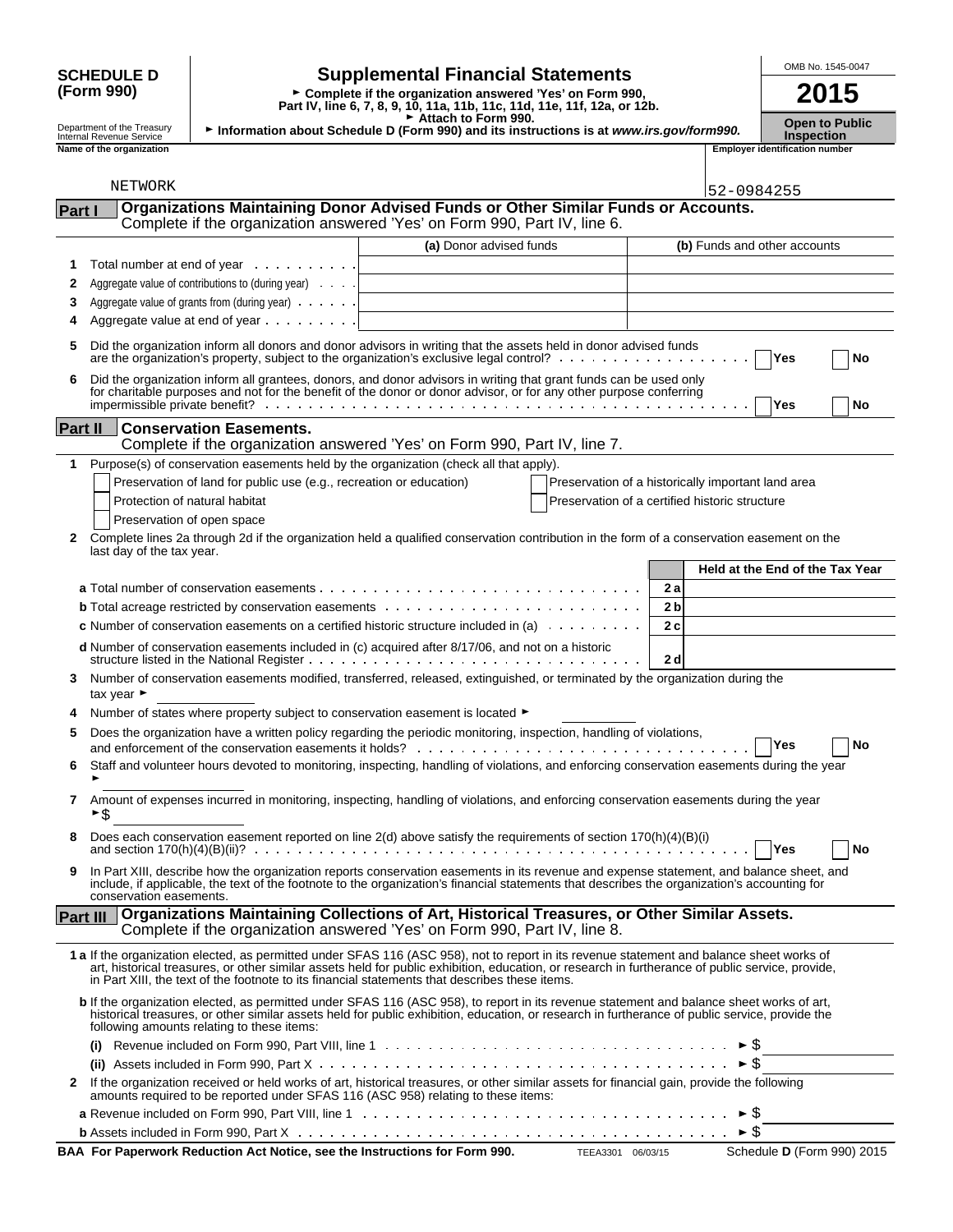**SCHEDULE D (Form 990)**

Department of the Treasury
Internal Revenue Service

# Supplemental Financial Statements

► Complete if the organization answered 'Yes' on Form 990, Part IV, line 6, 7, 8, 9, 10, 11a, 11b, 11c, 11d, 11e, 11f, 12a, or 12b.
► Attach to Form 990.
► Information about Schedule D (Form 990) and its instructions is at *www.irs.gov/form990.*

OMB No. 1545-0047

**2015**

**Open to Public Inspection**

| Name of the organization | Employer identification number |
|---|---|
| NETWORK | 52-0984255 |

## Part I Organizations Maintaining Donor Advised Funds or Other Similar Funds or Accounts.

Complete if the organization answered 'Yes' on Form 990, Part IV, line 6.

| | | (a) Donor advised funds | (b) Funds and other accounts |
|---|---|---|---|
| 1 | Total number at end of year | | |
| 2 | Aggregate value of contributions to (during year) | | |
| 3 | Aggregate value of grants from (during year) | | |
| 4 | Aggregate value at end of year | | |

5 Did the organization inform all donors and donor advisors in writing that the assets held in donor advised funds are the organization's property, subject to the organization's exclusive legal control? ☐ Yes ☐ No

6 Did the organization inform all grantees, donors, and donor advisors in writing that grant funds can be used only for charitable purposes and not for the benefit of the donor or donor advisor, or for any other purpose conferring impermissible private benefit? ☐ Yes ☐ No

## Part II Conservation Easements.

Complete if the organization answered 'Yes' on Form 990, Part IV, line 7.

1 Purpose(s) of conservation easements held by the organization (check all that apply).

- ☐ Preservation of land for public use (e.g., recreation or education)
- ☐ Protection of natural habitat
- ☐ Preservation of open space
- ☐ Preservation of a historically important land area
- ☐ Preservation of a certified historic structure

2 Complete lines 2a through 2d if the organization held a qualified conservation contribution in the form of a conservation easement on the last day of the tax year.

| | | Held at the End of the Tax Year |
|---|---|---|
| **a** Total number of conservation easements | 2a | |
| **b** Total acreage restricted by conservation easements | 2b | |
| **c** Number of conservation easements on a certified historic structure included in (a) | 2c | |
| **d** Number of conservation easements included in (c) acquired after 8/17/06, and not on a historic structure listed in the National Register | 2d | |

3 Number of conservation easements modified, transferred, released, extinguished, or terminated by the organization during the tax year ►

4 Number of states where property subject to conservation easement is located ►

5 Does the organization have a written policy regarding the periodic monitoring, inspection, handling of violations, and enforcement of the conservation easements it holds? ☐ Yes ☐ No

6 Staff and volunteer hours devoted to monitoring, inspecting, handling of violations, and enforcing conservation easements during the year ►

7 Amount of expenses incurred in monitoring, inspecting, handling of violations, and enforcing conservation easements during the year ►$

8 Does each conservation easement reported on line 2(d) above satisfy the requirements of section 170(h)(4)(B)(i) and section 170(h)(4)(B)(ii)? ☐ Yes ☐ No

9 In Part XIII, describe how the organization reports conservation easements in its revenue and expense statement, and balance sheet, and include, if applicable, the text of the footnote to the organization's financial statements that describes the organization's accounting for conservation easements.

## Part III Organizations Maintaining Collections of Art, Historical Treasures, or Other Similar Assets.

Complete if the organization answered 'Yes' on Form 990, Part IV, line 8.

**1 a** If the organization elected, as permitted under SFAS 116 (ASC 958), not to report in its revenue statement and balance sheet works of art, historical treasures, or other similar assets held for public exhibition, education, or research in furtherance of public service, provide, in Part XIII, the text of the footnote to its financial statements that describes these items.

**b** If the organization elected, as permitted under SFAS 116 (ASC 958), to report in its revenue statement and balance sheet works of art, historical treasures, or other similar assets held for public exhibition, education, or research in furtherance of public service, provide the following amounts relating to these items:

**(i)** Revenue included on Form 990, Part VIII, line 1 ►$

**(ii)** Assets included in Form 990, Part X ►$

2 If the organization received or held works of art, historical treasures, or other similar assets for financial gain, provide the following amounts required to be reported under SFAS 116 (ASC 958) relating to these items:

**a** Revenue included on Form 990, Part VIII, line 1 ►$

**b** Assets included in Form 990, Part X ►$

**BAA For Paperwork Reduction Act Notice, see the Instructions for Form 990.** TEEA3301 06/03/15 Schedule **D** (Form 990) 2015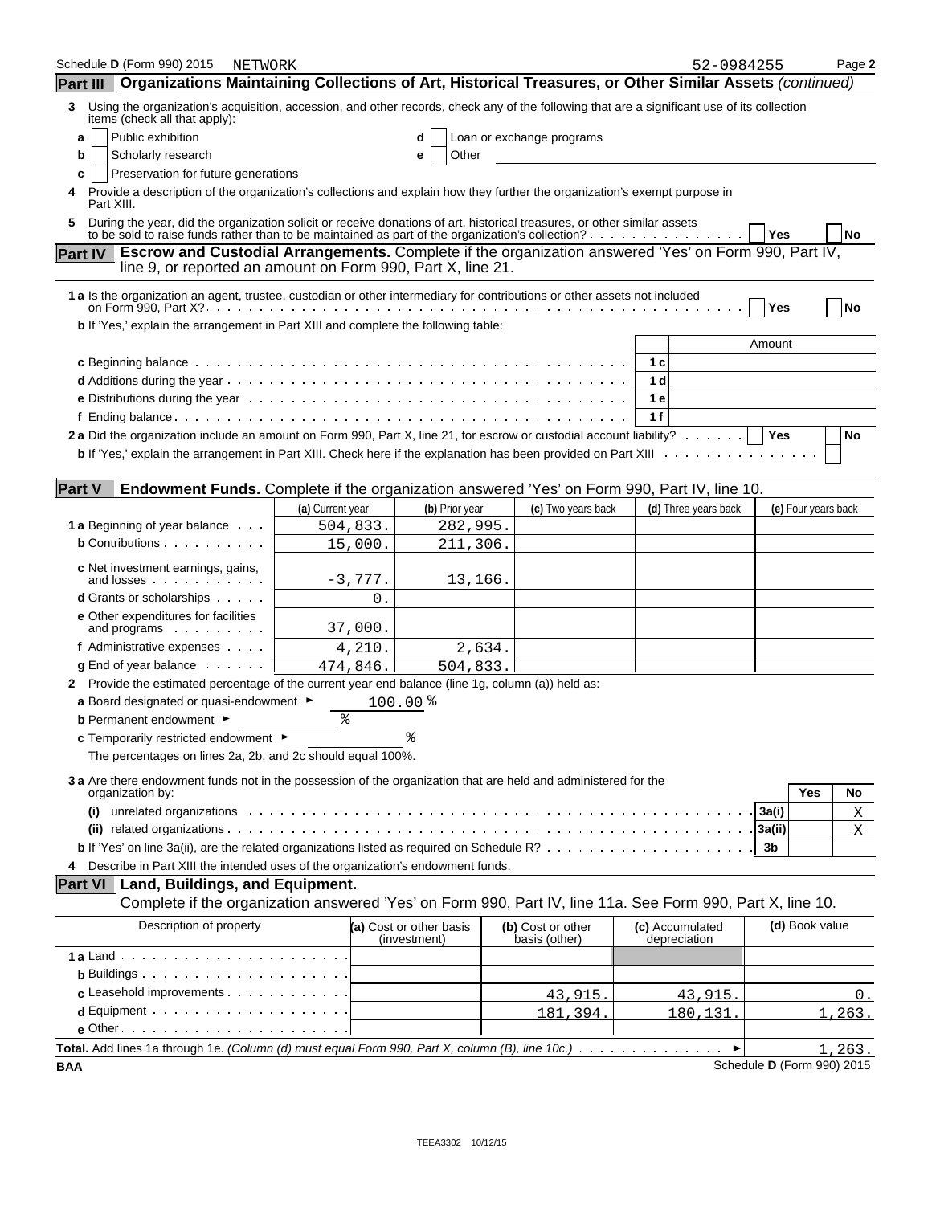Schedule D (Form 990) 2015 NETWORK 52-0984255 Page 2

## Part III Organizations Maintaining Collections of Art, Historical Treasures, or Other Similar Assets *(continued)*

**3** Using the organization's acquisition, accession, and other records, check any of the following that are a significant use of its collection items (check all that apply):

- **a** ☐ Public exhibition
- **b** ☐ Scholarly research
- **c** ☐ Preservation for future generations
- **d** ☐ Loan or exchange programs
- **e** ☐ Other

**4** Provide a description of the organization's collections and explain how they further the organization's exempt purpose in Part XIII.

**5** During the year, did the organization solicit or receive donations of art, historical treasures, or other similar assets to be sold to raise funds rather than to be maintained as part of the organization's collection? ☐ Yes ☐ No

## Part IV Escrow and Custodial Arrangements. Complete if the organization answered 'Yes' on Form 990, Part IV, line 9, or reported an amount on Form 990, Part X, line 21.

**1 a** Is the organization an agent, trustee, custodian or other intermediary for contributions or other assets not included on Form 990, Part X? ☐ Yes ☐ No

**b** If 'Yes,' explain the arrangement in Part XIII and complete the following table:

| | | Amount |
|---|---|---|
| **c** Beginning balance | 1c | |
| **d** Additions during the year | 1d | |
| **e** Distributions during the year | 1e | |
| **f** Ending balance | 1f | |

**2 a** Did the organization include an amount on Form 990, Part X, line 21, for escrow or custodial account liability? ☐ Yes ☐ No

**b** If 'Yes,' explain the arrangement in Part XIII. Check here if the explanation has been provided on Part XIII ☐

## Part V Endowment Funds. Complete if the organization answered 'Yes' on Form 990, Part IV, line 10.

| | (a) Current year | (b) Prior year | (c) Two years back | (d) Three years back | (e) Four years back |
|---|---|---|---|---|---|
| **1 a** Beginning of year balance | 504,833. | 282,995. | | | |
| **b** Contributions | 15,000. | 211,306. | | | |
| **c** Net investment earnings, gains, and losses | -3,777. | 13,166. | | | |
| **d** Grants or scholarships | 0. | | | | |
| **e** Other expenditures for facilities and programs | 37,000. | | | | |
| **f** Administrative expenses | 4,210. | 2,634. | | | |
| **g** End of year balance | 474,846. | 504,833. | | | |

**2** Provide the estimated percentage of the current year end balance (line 1g, column (a)) held as:

**a** Board designated or quasi-endowment ► 100.00 %

**b** Permanent endowment ► %

**c** Temporarily restricted endowment ► %

The percentages on lines 2a, 2b, and 2c should equal 100%.

**3 a** Are there endowment funds not in the possession of the organization that are held and administered for the organization by:

| | | Yes | No |
|---|---|---|---|
| **(i)** unrelated organizations | 3a(i) | | X |
| **(ii)** related organizations | 3a(ii) | | X |
| **b** If 'Yes' on line 3a(ii), are the related organizations listed as required on Schedule R? | 3b | | |

**4** Describe in Part XIII the intended uses of the organization's endowment funds.

## Part VI Land, Buildings, and Equipment.

Complete if the organization answered 'Yes' on Form 990, Part IV, line 11a. See Form 990, Part X, line 10.

| Description of property | (a) Cost or other basis (investment) | (b) Cost or other basis (other) | (c) Accumulated depreciation | (d) Book value |
|---|---|---|---|---|
| **1 a** Land | | | | |
| **b** Buildings | | | | |
| **c** Leasehold improvements | | 43,915. | 43,915. | 0. |
| **d** Equipment | | 181,394. | 180,131. | 1,263. |
| **e** Other | | | | |

**Total.** Add lines 1a through 1e. *(Column (d) must equal Form 990, Part X, column (B), line 10c.)* ► 1,263.

BAA Schedule D (Form 990) 2015

TEEA3302 10/12/15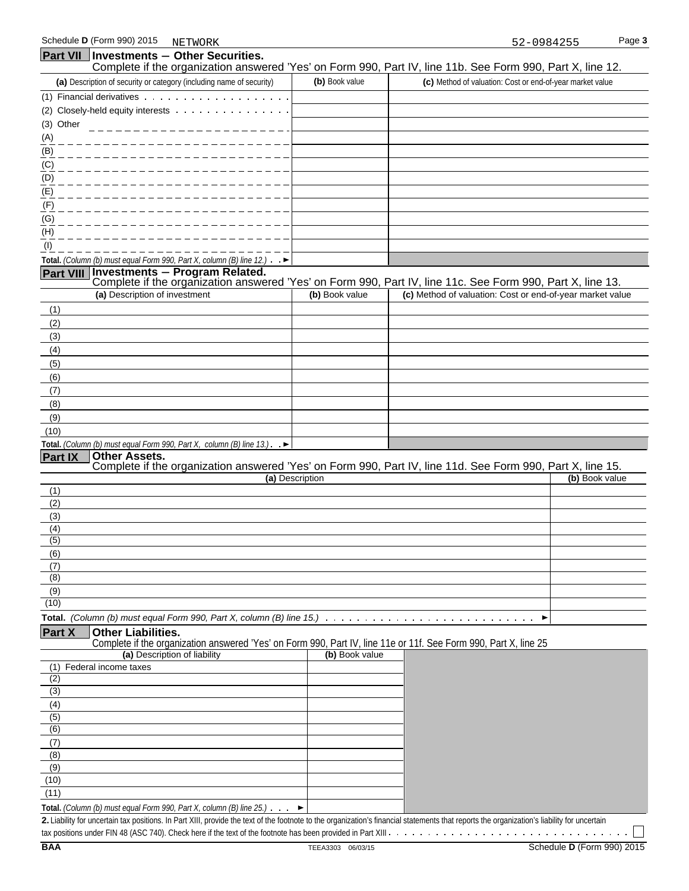Schedule D (Form 990) 2015 NETWORK 52-0984255

## Part VII Investments – Other Securities.

Complete if the organization answered 'Yes' on Form 990, Part IV, line 11b. See Form 990, Part X, line 12.

| (a) Description of security or category (including name of security) | (b) Book value | (c) Method of valuation: Cost or end-of-year market value |
|---|---|---|
| (1) Financial derivatives | | |
| (2) Closely-held equity interests | | |
| (3) Other | | |
| (A) | | |
| (B) | | |
| (C) | | |
| (D) | | |
| (E) | | |
| (F) | | |
| (G) | | |
| (H) | | |
| (I) | | |
| **Total.** *(Column (b) must equal Form 990, Part X, column (B) line 12.)* ► | | |

## Part VIII Investments – Program Related.

Complete if the organization answered 'Yes' on Form 990, Part IV, line 11c. See Form 990, Part X, line 13.

| (a) Description of investment | (b) Book value | (c) Method of valuation: Cost or end-of-year market value |
|---|---|---|
| (1) | | |
| (2) | | |
| (3) | | |
| (4) | | |
| (5) | | |
| (6) | | |
| (7) | | |
| (8) | | |
| (9) | | |
| (10) | | |
| **Total.** *(Column (b) must equal Form 990, Part X, column (B) line 13.)* ► | | |

## Part IX Other Assets.

Complete if the organization answered 'Yes' on Form 990, Part IV, line 11d. See Form 990, Part X, line 15.

| (a) Description | (b) Book value |
|---|---|
| (1) | |
| (2) | |
| (3) | |
| (4) | |
| (5) | |
| (6) | |
| (7) | |
| (8) | |
| (9) | |
| (10) | |
| **Total.** *(Column (b) must equal Form 990, Part X, column (B) line 15.)* ► | |

## Part X Other Liabilities.

Complete if the organization answered 'Yes' on Form 990, Part IV, line 11e or 11f. See Form 990, Part X, line 25

| (a) Description of liability | (b) Book value |
|---|---|
| (1) Federal income taxes | |
| (2) | |
| (3) | |
| (4) | |
| (5) | |
| (6) | |
| (7) | |
| (8) | |
| (9) | |
| (10) | |
| (11) | |
| **Total.** *(Column (b) must equal Form 990, Part X, column (B) line 25.)* ► | |

**2.** Liability for uncertain tax positions. In Part XIII, provide the text of the footnote to the organization's financial statements that reports the organization's liability for uncertain tax positions under FIN 48 (ASC 740). Check here if the text of the footnote has been provided in Part XIII ☐

BAA TEEA3303 06/03/15 Schedule D (Form 990) 2015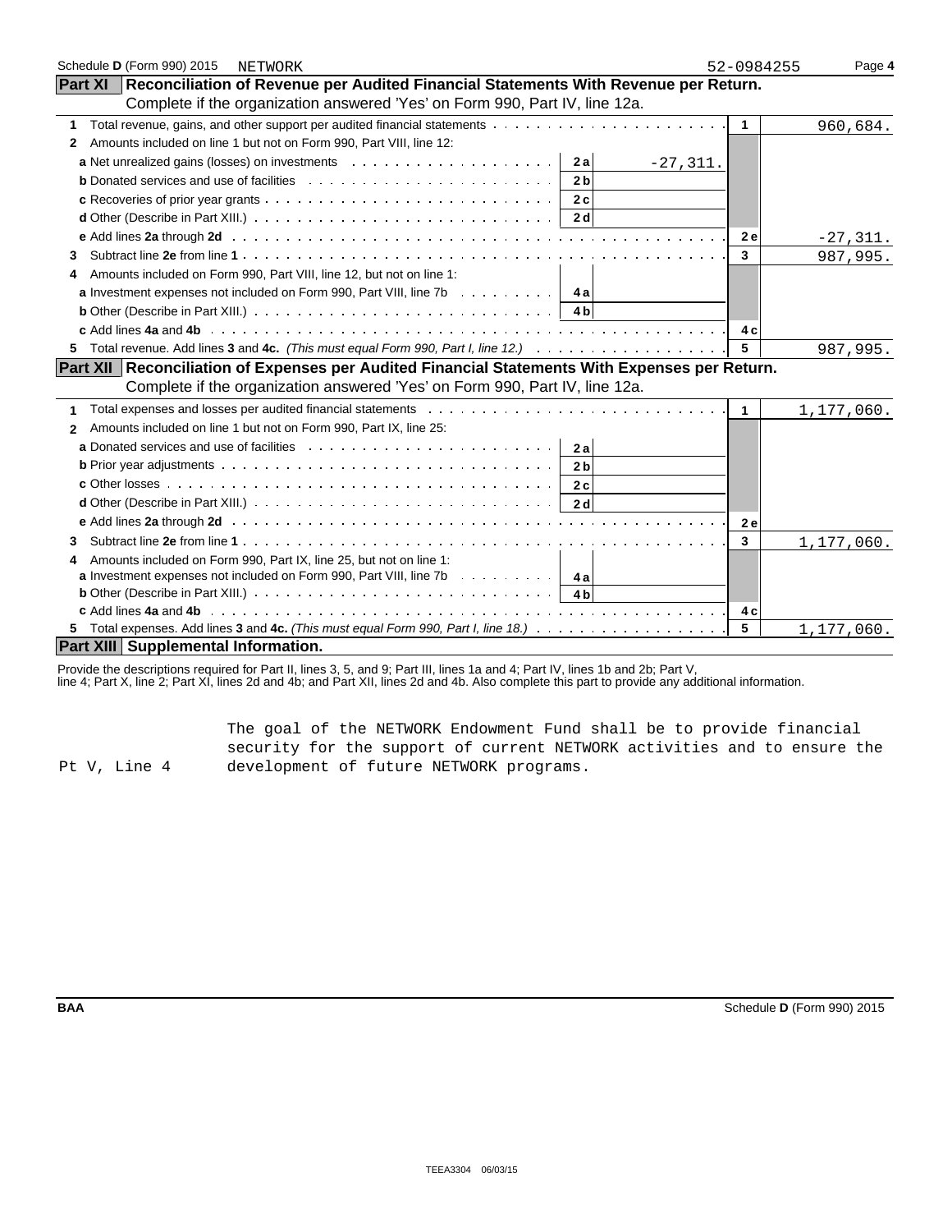Schedule D (Form 990) 2015 NETWORK 52-0984255 Page 4

## Part XI Reconciliation of Revenue per Audited Financial Statements With Revenue per Return.

Complete if the organization answered 'Yes' on Form 990, Part IV, line 12a.

| | | | | |
|---|---|---|---|---|
| **1** Total revenue, gains, and other support per audited financial statements | | | 1 | 960,684. |
| **2** Amounts included on line 1 but not on Form 990, Part VIII, line 12: | | | | |
| **a** Net unrealized gains (losses) on investments | 2a | -27,311. | | |
| **b** Donated services and use of facilities | 2b | | | |
| **c** Recoveries of prior year grants | 2c | | | |
| **d** Other (Describe in Part XIII.) | 2d | | | |
| **e** Add lines **2a** through **2d** | | | 2e | -27,311. |
| **3** Subtract line **2e** from line **1** | | | 3 | 987,995. |
| **4** Amounts included on Form 990, Part VIII, line 12, but not on line 1: | | | | |
| **a** Investment expenses not included on Form 990, Part VIII, line 7b | 4a | | | |
| **b** Other (Describe in Part XIII.) | 4b | | | |
| **c** Add lines **4a** and **4b** | | | 4c | |
| **5** Total revenue. Add lines **3** and **4c.** *(This must equal Form 990, Part I, line 12.)* | | | 5 | 987,995. |

## Part XII Reconciliation of Expenses per Audited Financial Statements With Expenses per Return.

Complete if the organization answered 'Yes' on Form 990, Part IV, line 12a.

| | | | | |
|---|---|---|---|---|
| **1** Total expenses and losses per audited financial statements | | | 1 | 1,177,060. |
| **2** Amounts included on line 1 but not on Form 990, Part IX, line 25: | | | | |
| **a** Donated services and use of facilities | 2a | | | |
| **b** Prior year adjustments | 2b | | | |
| **c** Other losses | 2c | | | |
| **d** Other (Describe in Part XIII.) | 2d | | | |
| **e** Add lines **2a** through **2d** | | | 2e | |
| **3** Subtract line **2e** from line **1** | | | 3 | 1,177,060. |
| **4** Amounts included on Form 990, Part IX, line 25, but not on line 1: | | | | |
| **a** Investment expenses not included on Form 990, Part VIII, line 7b | 4a | | | |
| **b** Other (Describe in Part XIII.) | 4b | | | |
| **c** Add lines **4a** and **4b** | | | 4c | |
| **5** Total expenses. Add lines **3** and **4c.** *(This must equal Form 990, Part I, line 18.)* | | | 5 | 1,177,060. |

## Part XIII Supplemental Information.

Provide the descriptions required for Part II, lines 3, 5, and 9; Part III, lines 1a and 4; Part IV, lines 1b and 2b; Part V, line 4; Part X, line 2; Part XI, lines 2d and 4b; and Part XII, lines 2d and 4b. Also complete this part to provide any additional information.

| | |
|---|---|
| Pt V, Line 4 | The goal of the NETWORK Endowment Fund shall be to provide financial security for the support of current NETWORK activities and to ensure the development of future NETWORK programs. |

BAA Schedule D (Form 990) 2015

TEEA3304 06/03/15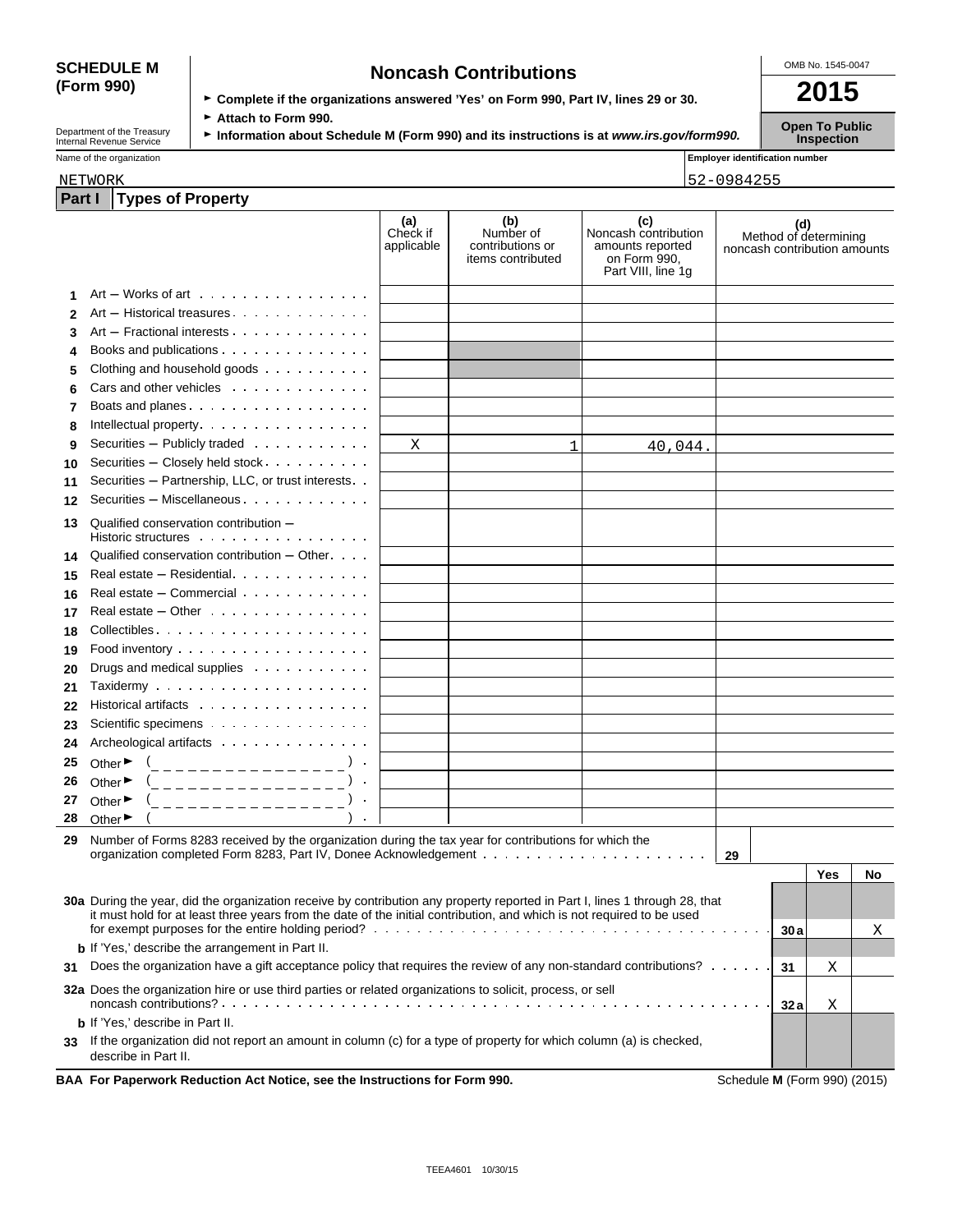**SCHEDULE M (Form 990)**

Department of the Treasury
Internal Revenue Service

# Noncash Contributions

► Complete if the organizations answered 'Yes' on Form 990, Part IV, lines 29 or 30.
► Attach to Form 990.
► Information about Schedule M (Form 990) and its instructions is at *www.irs.gov/form990.*

OMB No. 1545-0047

**2015**

**Open To Public Inspection**

Name of the organization: NETWORK

Employer identification number: 52-0984255

## Part I Types of Property

| | | (a) Check if applicable | (b) Number of contributions or items contributed | (c) Noncash contribution amounts reported on Form 990, Part VIII, line 1g | (d) Method of determining noncash contribution amounts |
|---|---|---|---|---|---|
| 1 | Art — Works of art | | | | |
| 2 | Art — Historical treasures | | | | |
| 3 | Art — Fractional interests | | | | |
| 4 | Books and publications | | | | |
| 5 | Clothing and household goods | | | | |
| 6 | Cars and other vehicles | | | | |
| 7 | Boats and planes | | | | |
| 8 | Intellectual property | | | | |
| 9 | Securities — Publicly traded | X | 1 | 40,044. | |
| 10 | Securities — Closely held stock | | | | |
| 11 | Securities — Partnership, LLC, or trust interests | | | | |
| 12 | Securities — Miscellaneous | | | | |
| 13 | Qualified conservation contribution — Historic structures | | | | |
| 14 | Qualified conservation contribution — Other | | | | |
| 15 | Real estate — Residential | | | | |
| 16 | Real estate — Commercial | | | | |
| 17 | Real estate — Other | | | | |
| 18 | Collectibles | | | | |
| 19 | Food inventory | | | | |
| 20 | Drugs and medical supplies | | | | |
| 21 | Taxidermy | | | | |
| 22 | Historical artifacts | | | | |
| 23 | Scientific specimens | | | | |
| 24 | Archeological artifacts | | | | |
| 25 | Other ► ( ) | | | | |
| 26 | Other ► ( ) | | | | |
| 27 | Other ► ( ) | | | | |
| 28 | Other ► ( ) | | | | |

**29** Number of Forms 8283 received by the organization during the tax year for contributions for which the organization completed Form 8283, Part IV, Donee Acknowledgement — **29**

| | | | Yes | No |
|---|---|---|---|---|
| **30a** | During the year, did the organization receive by contribution any property reported in Part I, lines 1 through 28, that it must hold for at least three years from the date of the initial contribution, and which is not required to be used for exempt purposes for the entire holding period? | 30a | | X |
| **b** | If 'Yes,' describe the arrangement in Part II. | | | |
| **31** | Does the organization have a gift acceptance policy that requires the review of any non-standard contributions? | 31 | X | |
| **32a** | Does the organization hire or use third parties or related organizations to solicit, process, or sell noncash contributions? | 32a | X | |
| **b** | If 'Yes,' describe in Part II. | | | |
| **33** | If the organization did not report an amount in column (c) for a type of property for which column (a) is checked, describe in Part II. | | | |

**BAA For Paperwork Reduction Act Notice, see the Instructions for Form 990.** Schedule **M** (Form 990) (2015)

TEEA4601 10/30/15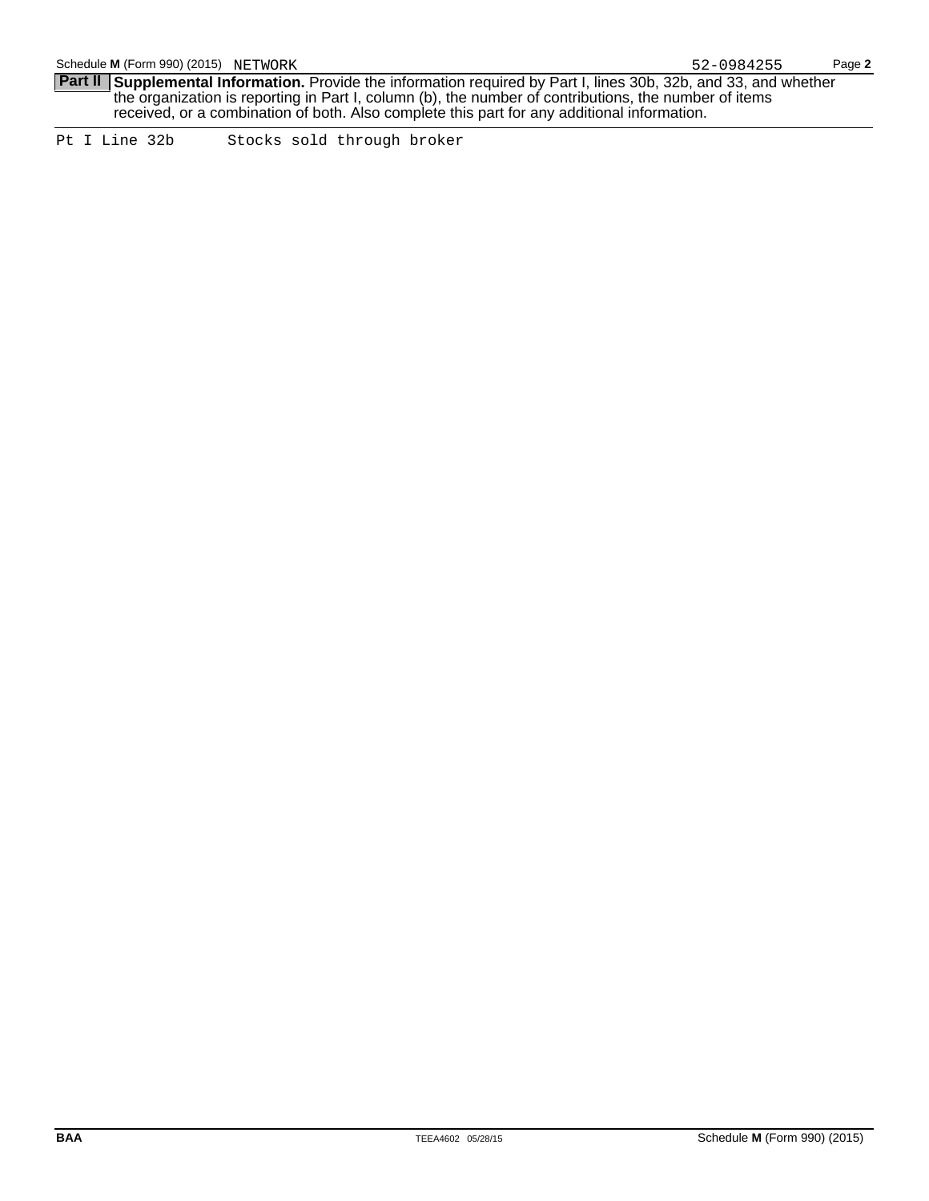Schedule **M** (Form 990) (2015) NETWORK 52-0984255

**Part II** **Supplemental Information.** Provide the information required by Part I, lines 30b, 32b, and 33, and whether the organization is reporting in Part I, column (b), the number of contributions, the number of items received, or a combination of both. Also complete this part for any additional information.

Pt I Line 32b Stocks sold through broker

**BAA** TEEA4602 05/28/15 Schedule **M** (Form 990) (2015)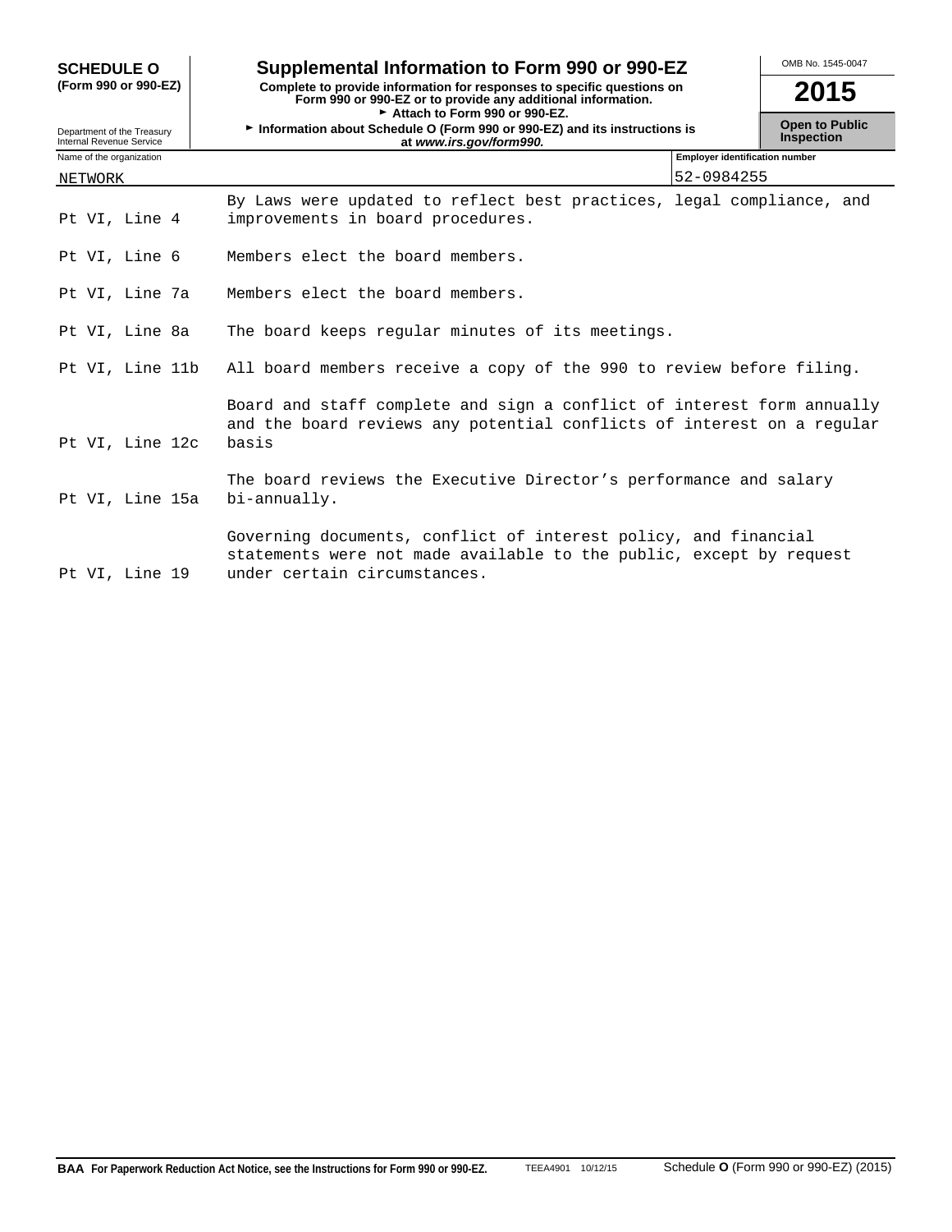**SCHEDULE O**
**(Form 990 or 990-EZ)**

Department of the Treasury
Internal Revenue Service

# Supplemental Information to Form 990 or 990-EZ

**Complete to provide information for responses to specific questions on Form 990 or 990-EZ or to provide any additional information.**
**► Attach to Form 990 or 990-EZ.**
**► Information about Schedule O (Form 990 or 990-EZ) and its instructions is at *www.irs.gov/form990.***

OMB No. 1545-0047

**2015**

**Open to Public Inspection**

| Name of the organization | Employer identification number |
|---|---|
| NETWORK | 52-0984255 |

| | |
|---|---|
| Pt VI, Line 4 | By Laws were updated to reflect best practices, legal compliance, and improvements in board procedures. |
| Pt VI, Line 6 | Members elect the board members. |
| Pt VI, Line 7a | Members elect the board members. |
| Pt VI, Line 8a | The board keeps regular minutes of its meetings. |
| Pt VI, Line 11b | All board members receive a copy of the 990 to review before filing. |
| Pt VI, Line 12c | Board and staff complete and sign a conflict of interest form annually and the board reviews any potential conflicts of interest on a regular basis |
| Pt VI, Line 15a | The board reviews the Executive Director's performance and salary bi-annually. |
| Pt VI, Line 19 | Governing documents, conflict of interest policy, and financial statements were not made available to the public, except by request under certain circumstances. |

**BAA For Paperwork Reduction Act Notice, see the Instructions for Form 990 or 990-EZ.** TEEA4901 10/12/15 Schedule **O** (Form 990 or 990-EZ) (2015)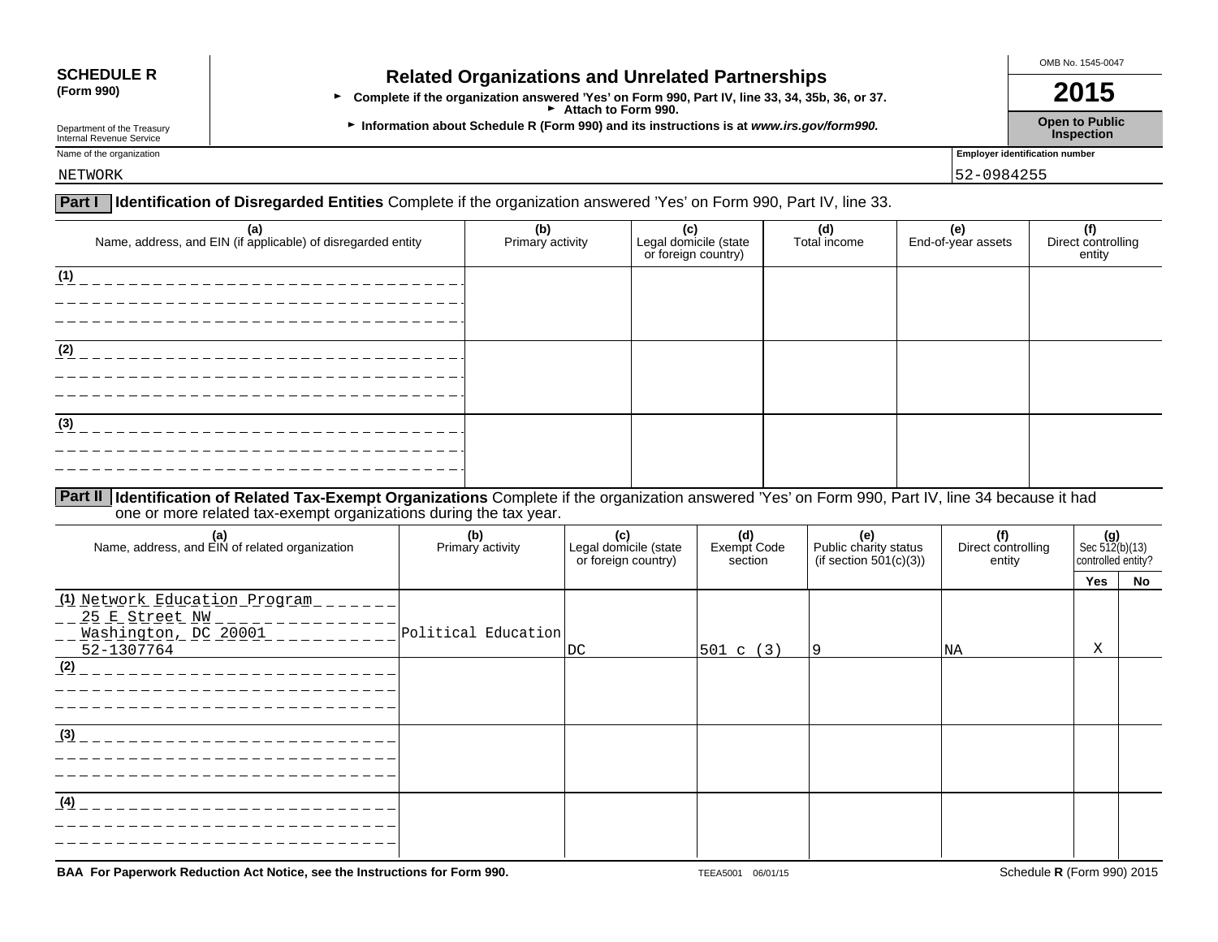**SCHEDULE R (Form 990)**

Department of the Treasury
Internal Revenue Service

# Related Organizations and Unrelated Partnerships

► Complete if the organization answered 'Yes' on Form 990, Part IV, line 33, 34, 35b, 36, or 37.
► Attach to Form 990.
► Information about Schedule R (Form 990) and its instructions is at *www.irs.gov/form990.*

OMB No. 1545-0047

**2015**

**Open to Public Inspection**

Name of the organization: NETWORK

Employer identification number: 52-0984255

**Part I** **Identification of Disregarded Entities** Complete if the organization answered 'Yes' on Form 990, Part IV, line 33.

| (a) Name, address, and EIN (if applicable) of disregarded entity | (b) Primary activity | (c) Legal domicile (state or foreign country) | (d) Total income | (e) End-of-year assets | (f) Direct controlling entity |
|---|---|---|---|---|---|
| (1) | | | | | |
| (2) | | | | | |
| (3) | | | | | |

**Part II** **Identification of Related Tax-Exempt Organizations** Complete if the organization answered 'Yes' on Form 990, Part IV, line 34 because it had one or more related tax-exempt organizations during the tax year.

| (a) Name, address, and EIN of related organization | (b) Primary activity | (c) Legal domicile (state or foreign country) | (d) Exempt Code section | (e) Public charity status (if section 501(c)(3)) | (f) Direct controlling entity | (g) Sec 512(b)(13) controlled entity? Yes | No |
|---|---|---|---|---|---|---|---|
| (1) Network Education Program 25 E Street NW Washington, DC 20001 52-1307764 | Political Education | DC | 501 c (3) | 9 | NA | X | |
| (2) | | | | | | | |
| (3) | | | | | | | |
| (4) | | | | | | | |

BAA For Paperwork Reduction Act Notice, see the Instructions for Form 990. TEEA5001 06/01/15 Schedule R (Form 990) 2015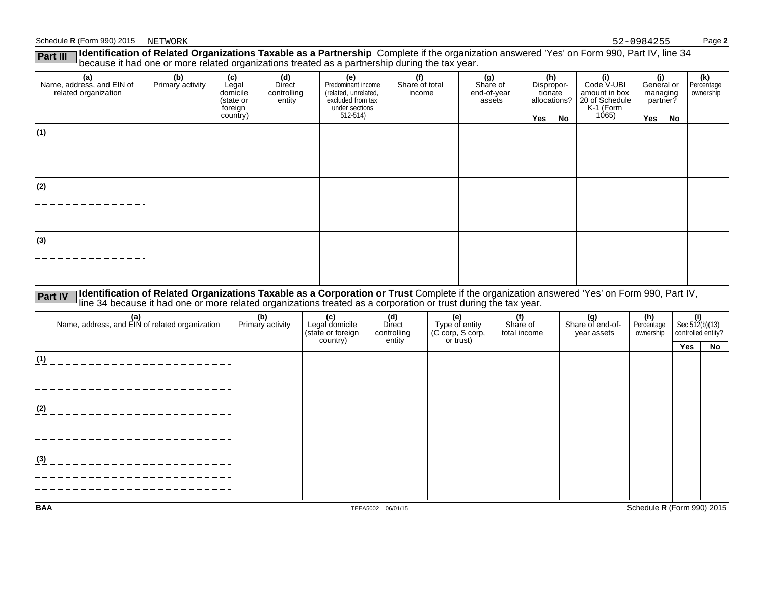Schedule **R** (Form 990) 2015 NETWORK 52-0984255

**Part III** **Identification of Related Organizations Taxable as a Partnership** Complete if the organization answered 'Yes' on Form 990, Part IV, line 34 because it had one or more related organizations treated as a partnership during the tax year.

| (a) Name, address, and EIN of related organization | (b) Primary activity | (c) Legal domicile (state or foreign country) | (d) Direct controlling entity | (e) Predominant income (related, unrelated, excluded from tax under sections 512-514) | (f) Share of total income | (g) Share of end-of-year assets | (h) Disproportionate allocations? | | (i) Code V-UBI amount in box 20 of Schedule K-1 (Form 1065) | (j) General or managing partner? | | (k) Percentage ownership |
|---|---|---|---|---|---|---|---|---|---|---|---|---|
| | | | | | | | Yes | No | | Yes | No | |
| (1) | | | | | | | | | | | | |
| (2) | | | | | | | | | | | | |
| (3) | | | | | | | | | | | | |

**Part IV** **Identification of Related Organizations Taxable as a Corporation or Trust** Complete if the organization answered 'Yes' on Form 990, Part IV, line 34 because it had one or more related organizations treated as a corporation or trust during the tax year.

| (a) Name, address, and EIN of related organization | (b) Primary activity | (c) Legal domicile (state or foreign country) | (d) Direct controlling entity | (e) Type of entity (C corp, S corp, or trust) | (f) Share of total income | (g) Share of end-of-year assets | (h) Percentage ownership | (i) Sec 512(b)(13) controlled entity? | |
|---|---|---|---|---|---|---|---|---|---|
| | | | | | | | | Yes | No |
| (1) | | | | | | | | | |
| (2) | | | | | | | | | |
| (3) | | | | | | | | | |

BAA TEEA5002 06/01/15 Schedule **R** (Form 990) 2015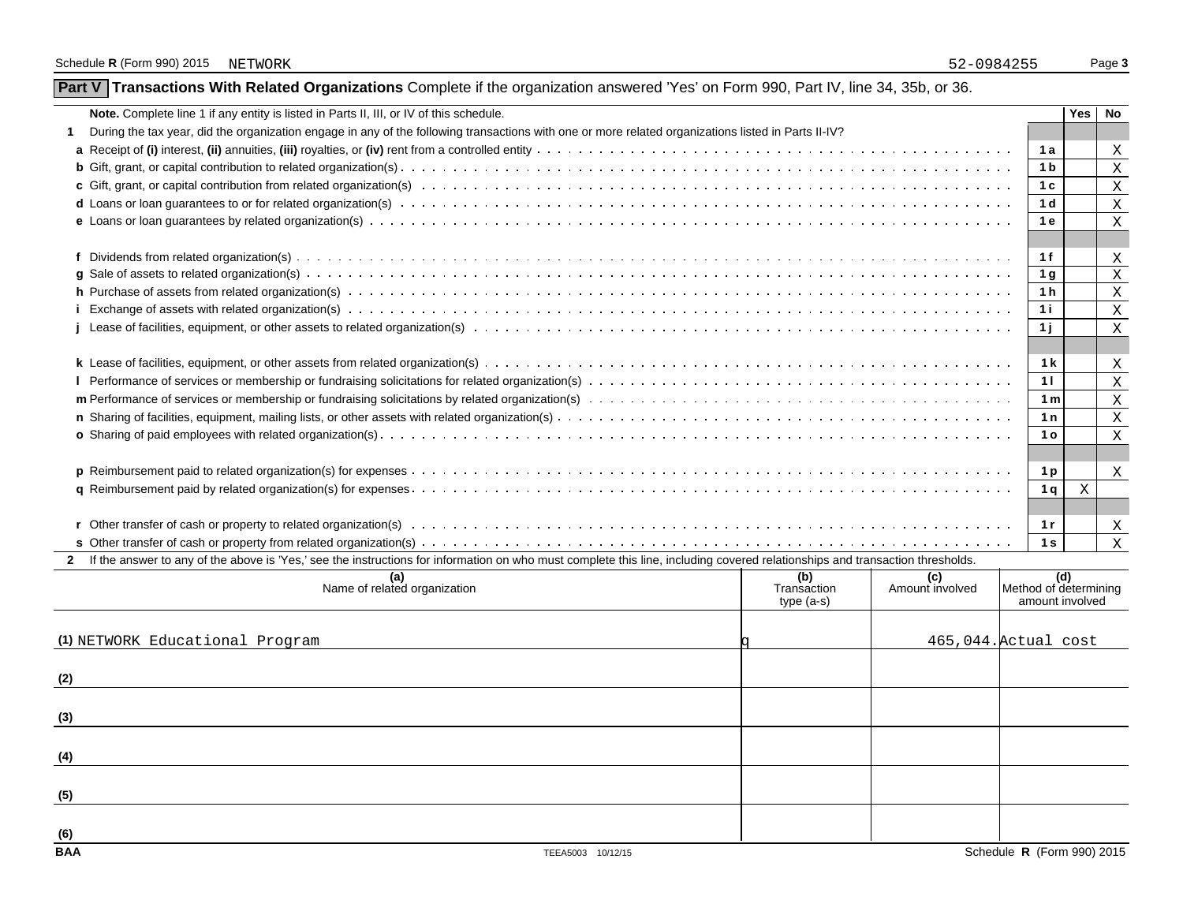Schedule R (Form 990) 2015 NETWORK 52-0984255

## Part V Transactions With Related Organizations

Complete if the organization answered 'Yes' on Form 990, Part IV, line 34, 35b, or 36.

| **Note.** Complete line 1 if any entity is listed in Parts II, III, or IV of this schedule. | | Yes | No |
|---|---|---|---|
| **1** During the tax year, did the organization engage in any of the following transactions with one or more related organizations listed in Parts II-IV? | | | |
| **a** Receipt of **(i)** interest, **(ii)** annuities, **(iii)** royalties, or **(iv)** rent from a controlled entity | 1a | | X |
| **b** Gift, grant, or capital contribution to related organization(s) | 1b | | X |
| **c** Gift, grant, or capital contribution from related organization(s) | 1c | | X |
| **d** Loans or loan guarantees to or for related organization(s) | 1d | | X |
| **e** Loans or loan guarantees by related organization(s) | 1e | | X |
| **f** Dividends from related organization(s) | 1f | | X |
| **g** Sale of assets to related organization(s) | 1g | | X |
| **h** Purchase of assets from related organization(s) | 1h | | X |
| **i** Exchange of assets with related organization(s) | 1i | | X |
| **j** Lease of facilities, equipment, or other assets to related organization(s) | 1j | | X |
| **k** Lease of facilities, equipment, or other assets from related organization(s) | 1k | | X |
| **l** Performance of services or membership or fundraising solicitations for related organization(s) | 1l | | X |
| **m** Performance of services or membership or fundraising solicitations by related organization(s) | 1m | | X |
| **n** Sharing of facilities, equipment, mailing lists, or other assets with related organization(s) | 1n | | X |
| **o** Sharing of paid employees with related organization(s) | 1o | | X |
| **p** Reimbursement paid to related organization(s) for expenses | 1p | | X |
| **q** Reimbursement paid by related organization(s) for expenses | 1q | X | |
| **r** Other transfer of cash or property to related organization(s) | 1r | | X |
| **s** Other transfer of cash or property from related organization(s) | 1s | | X |

**2** If the answer to any of the above is 'Yes,' see the instructions for information on who must complete this line, including covered relationships and transaction thresholds.

| (a) Name of related organization | (b) Transaction type (a-s) | (c) Amount involved | (d) Method of determining amount involved |
|---|---|---|---|
| (1) NETWORK Educational Program | q | 465,044. | Actual cost |
| (2) | | | |
| (3) | | | |
| (4) | | | |
| (5) | | | |
| (6) | | | |

BAA TEEA5003 10/12/15 Schedule R (Form 990) 2015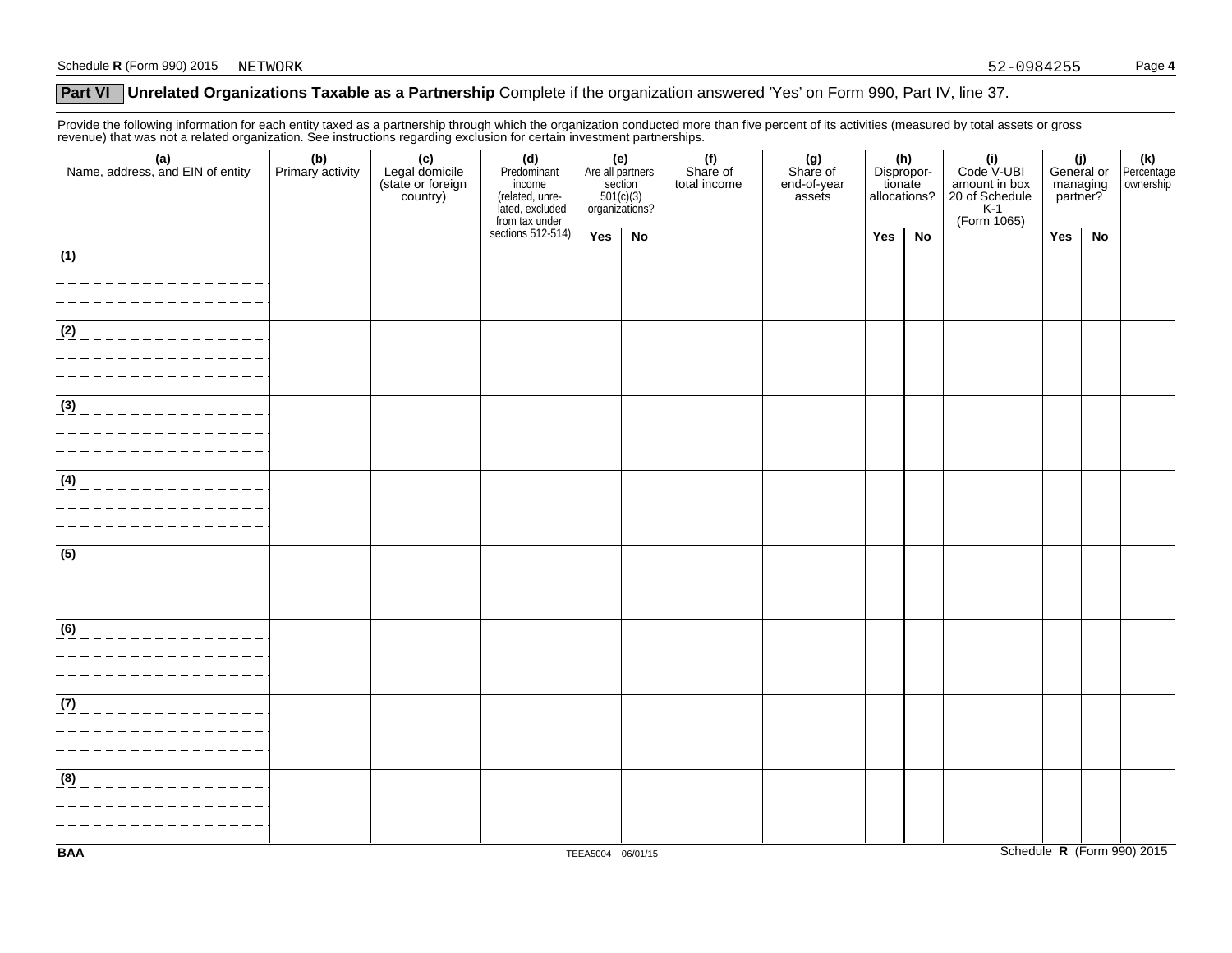## Part VI Unrelated Organizations Taxable as a Partnership Complete if the organization answered 'Yes' on Form 990, Part IV, line 37.

Provide the following information for each entity taxed as a partnership through which the organization conducted more than five percent of its activities (measured by total assets or gross revenue) that was not a related organization. See instructions regarding exclusion for certain investment partnerships.

| (a) Name, address, and EIN of entity | (b) Primary activity | (c) Legal domicile (state or foreign country) | (d) Predominant income (related, unrelated, excluded from tax under sections 512-514) | (e) Are all partners section 501(c)(3) organizations? | | (f) Share of total income | (g) Share of end-of-year assets | (h) Disproportionate allocations? | | (i) Code V-UBI amount in box 20 of Schedule K-1 (Form 1065) | (j) General or managing partner? | | (k) Percentage ownership |
|---|---|---|---|---|---|---|---|---|---|---|---|---|---|
| | | | | Yes | No | | | Yes | No | | Yes | No | |
| (1) | | | | | | | | | | | | | |
| (2) | | | | | | | | | | | | | |
| (3) | | | | | | | | | | | | | |
| (4) | | | | | | | | | | | | | |
| (5) | | | | | | | | | | | | | |
| (6) | | | | | | | | | | | | | |
| (7) | | | | | | | | | | | | | |
| (8) | | | | | | | | | | | | | |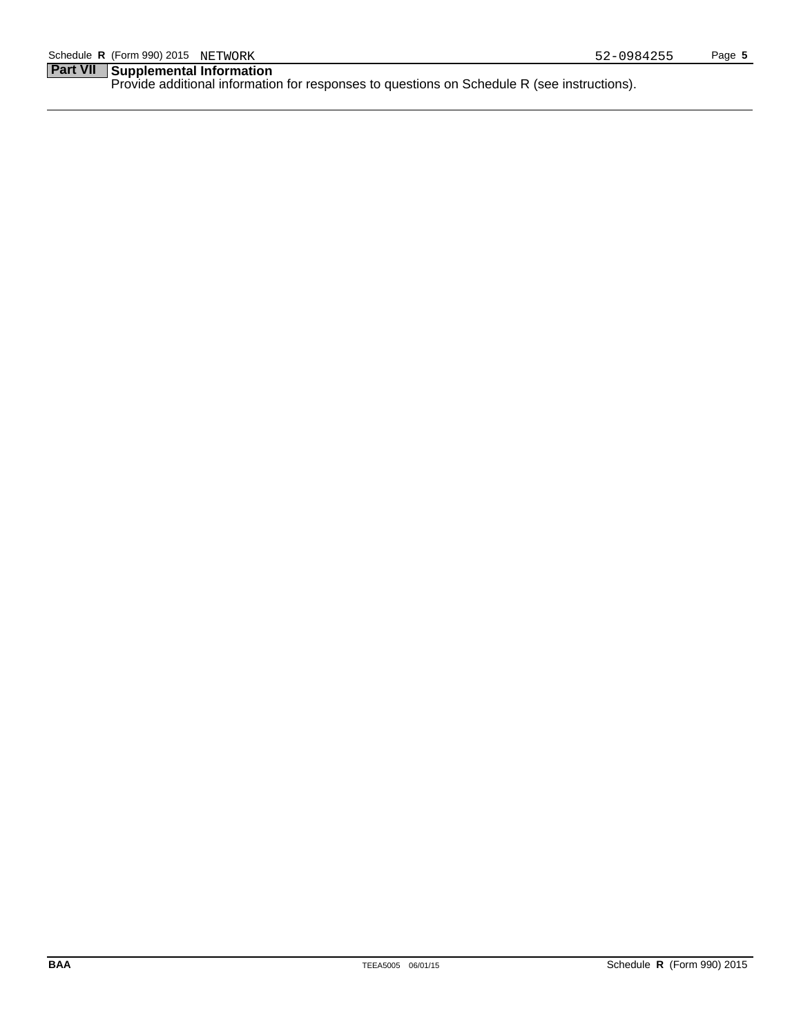## Part VII Supplemental Information

Provide additional information for responses to questions on Schedule R (see instructions).